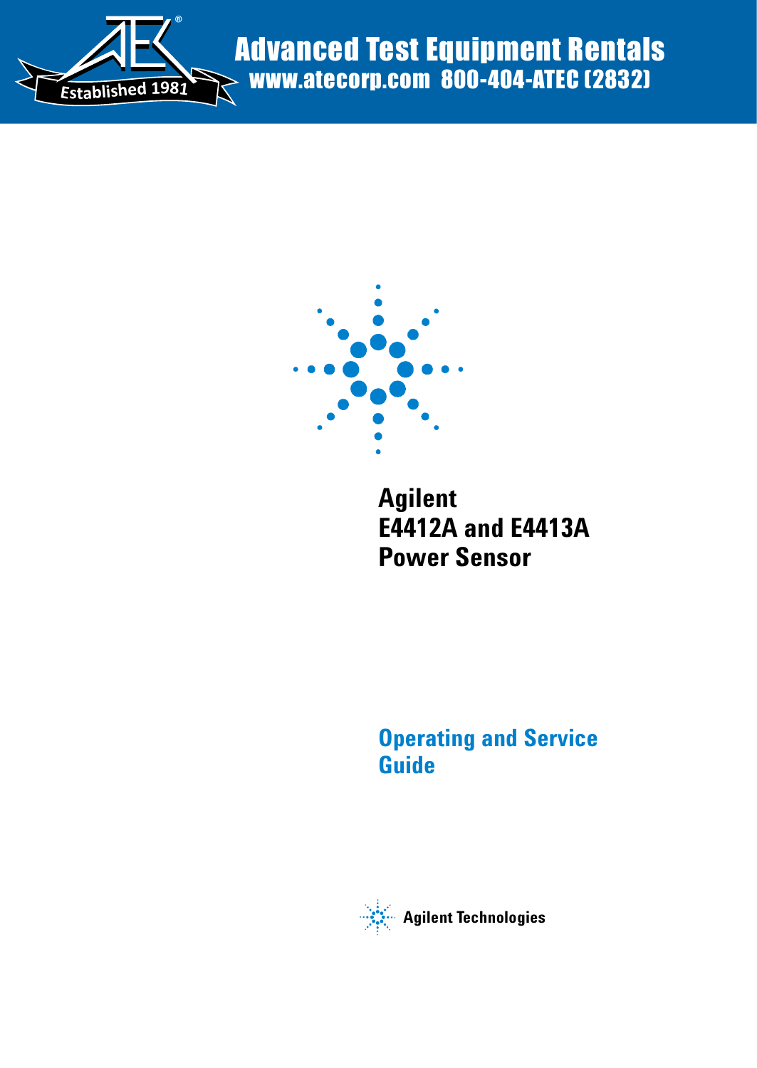Advanced Test Equipment Rentals
www.atecorp.com 800-404-ATEC (2832)

Established 1981

# Agilent E4412A and E4413A Power Sensor

## Operating and Service Guide

Agilent Technologies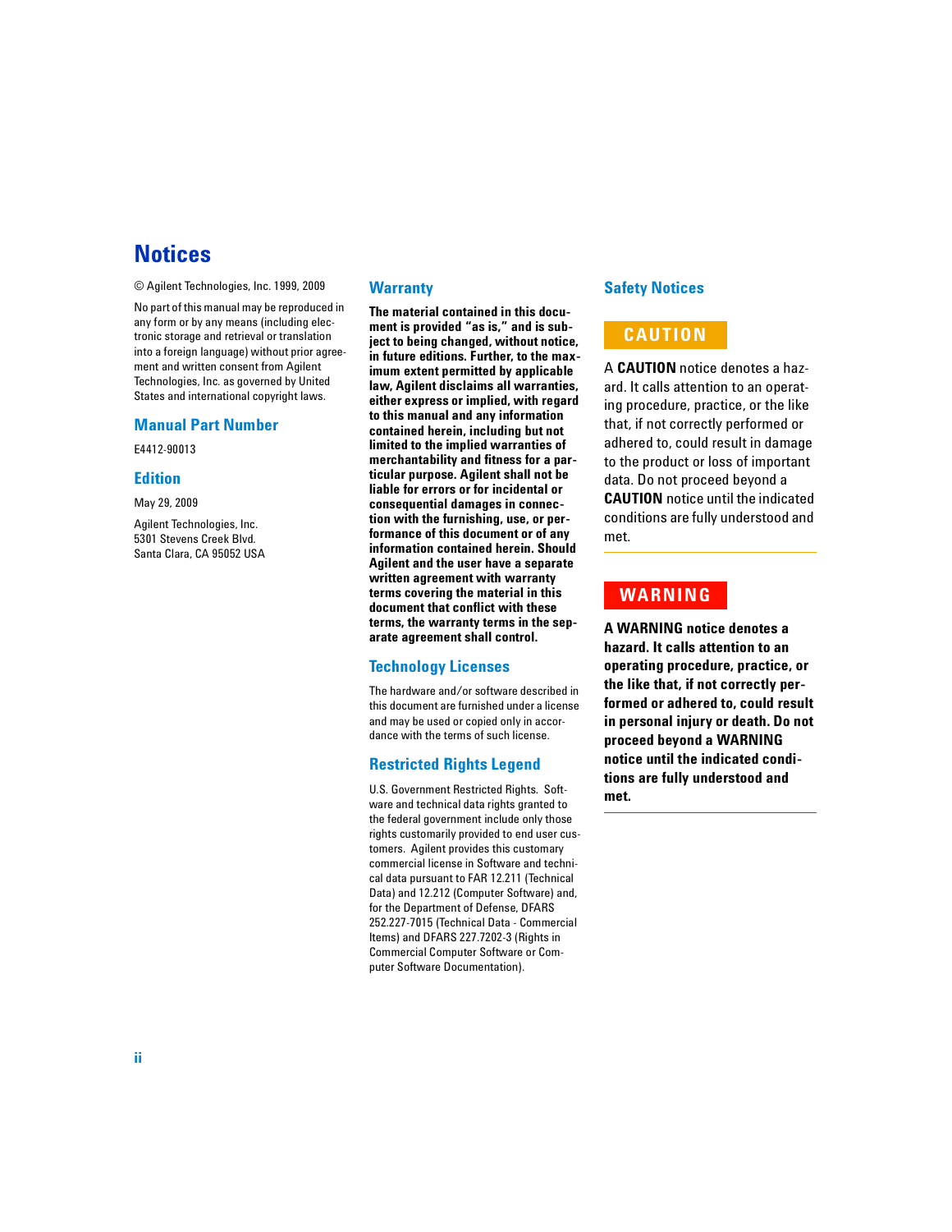# Notices

© Agilent Technologies, Inc. 1999, 2009

No part of this manual may be reproduced in any form or by any means (including electronic storage and retrieval or translation into a foreign language) without prior agreement and written consent from Agilent Technologies, Inc. as governed by United States and international copyright laws.

## Manual Part Number

E4412-90013

## Edition

May 29, 2009

Agilent Technologies, Inc.
5301 Stevens Creek Blvd.
Santa Clara, CA 95052 USA

## Warranty

**The material contained in this document is provided "as is," and is subject to being changed, without notice, in future editions. Further, to the maximum extent permitted by applicable law, Agilent disclaims all warranties, either express or implied, with regard to this manual and any information contained herein, including but not limited to the implied warranties of merchantability and fitness for a particular purpose. Agilent shall not be liable for errors or for incidental or consequential damages in connection with the furnishing, use, or performance of this document or of any information contained herein. Should Agilent and the user have a separate written agreement with warranty terms covering the material in this document that conflict with these terms, the warranty terms in the separate agreement shall control.**

## Technology Licenses

The hardware and/or software described in this document are furnished under a license and may be used or copied only in accordance with the terms of such license.

## Restricted Rights Legend

U.S. Government Restricted Rights. Software and technical data rights granted to the federal government include only those rights customarily provided to end user customers. Agilent provides this customary commercial license in Software and technical data pursuant to FAR 12.211 (Technical Data) and 12.212 (Computer Software) and, for the Department of Defense, DFARS 252.227-7015 (Technical Data - Commercial Items) and DFARS 227.7202-3 (Rights in Commercial Computer Software or Computer Software Documentation).

## Safety Notices

**CAUTION**

A **CAUTION** notice denotes a hazard. It calls attention to an operating procedure, practice, or the like that, if not correctly performed or adhered to, could result in damage to the product or loss of important data. Do not proceed beyond a **CAUTION** notice until the indicated conditions are fully understood and met.

**WARNING**

**A WARNING notice denotes a hazard. It calls attention to an operating procedure, practice, or the like that, if not correctly performed or adhered to, could result in personal injury or death. Do not proceed beyond a WARNING notice until the indicated conditions are fully understood and met.**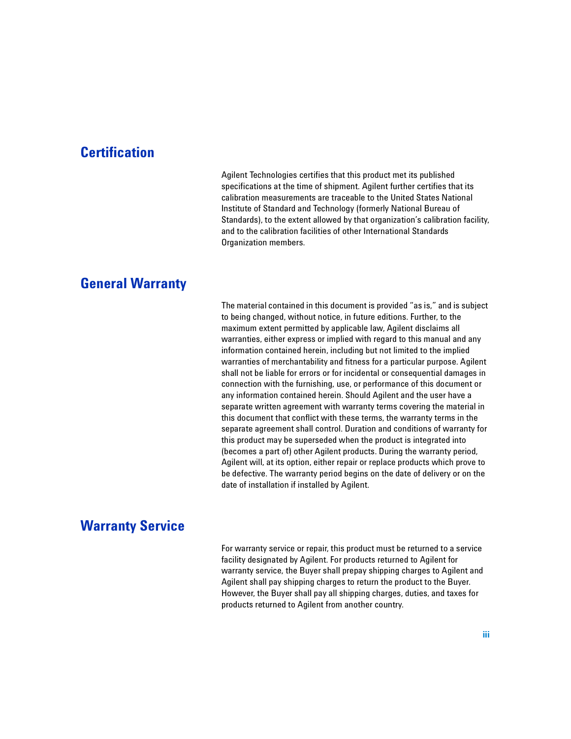## Certification

Agilent Technologies certifies that this product met its published specifications at the time of shipment. Agilent further certifies that its calibration measurements are traceable to the United States National Institute of Standard and Technology (formerly National Bureau of Standards), to the extent allowed by that organization's calibration facility, and to the calibration facilities of other International Standards Organization members.

## General Warranty

The material contained in this document is provided "as is," and is subject to being changed, without notice, in future editions. Further, to the maximum extent permitted by applicable law, Agilent disclaims all warranties, either express or implied with regard to this manual and any information contained herein, including but not limited to the implied warranties of merchantability and fitness for a particular purpose. Agilent shall not be liable for errors or for incidental or consequential damages in connection with the furnishing, use, or performance of this document or any information contained herein. Should Agilent and the user have a separate written agreement with warranty terms covering the material in this document that conflict with these terms, the warranty terms in the separate agreement shall control. Duration and conditions of warranty for this product may be superseded when the product is integrated into (becomes a part of) other Agilent products. During the warranty period, Agilent will, at its option, either repair or replace products which prove to be defective. The warranty period begins on the date of delivery or on the date of installation if installed by Agilent.

## Warranty Service

For warranty service or repair, this product must be returned to a service facility designated by Agilent. For products returned to Agilent for warranty service, the Buyer shall prepay shipping charges to Agilent and Agilent shall pay shipping charges to return the product to the Buyer. However, the Buyer shall pay all shipping charges, duties, and taxes for products returned to Agilent from another country.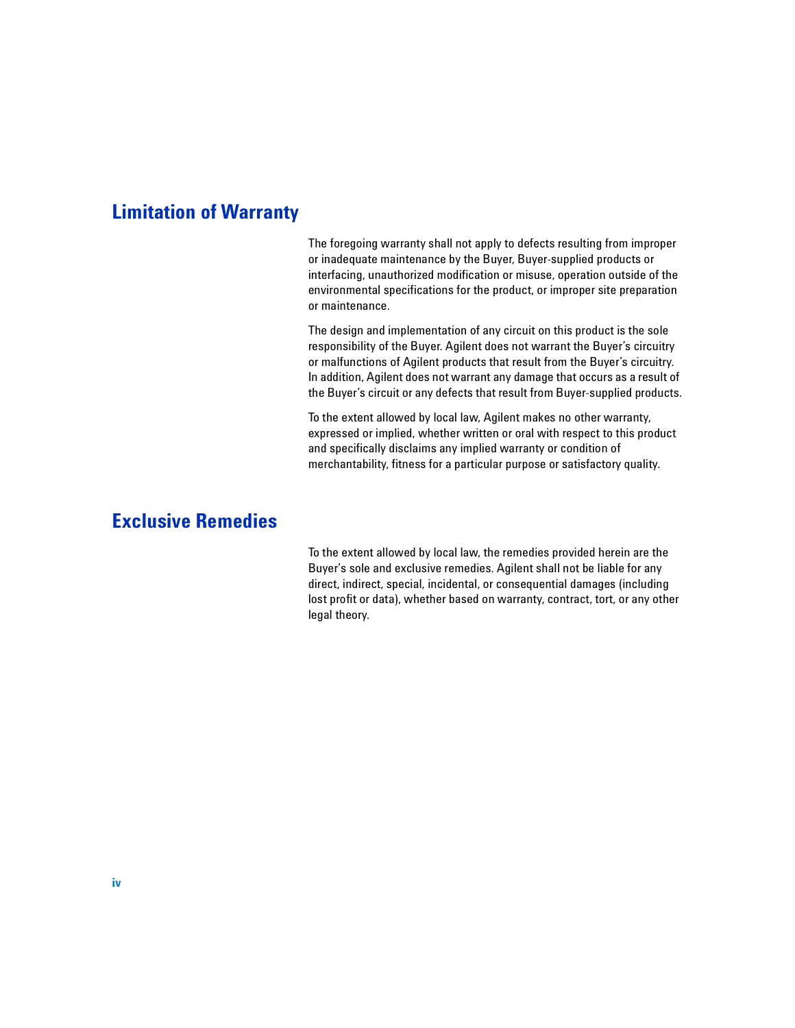## Limitation of Warranty

The foregoing warranty shall not apply to defects resulting from improper or inadequate maintenance by the Buyer, Buyer-supplied products or interfacing, unauthorized modification or misuse, operation outside of the environmental specifications for the product, or improper site preparation or maintenance.

The design and implementation of any circuit on this product is the sole responsibility of the Buyer. Agilent does not warrant the Buyer's circuitry or malfunctions of Agilent products that result from the Buyer's circuitry. In addition, Agilent does not warrant any damage that occurs as a result of the Buyer's circuit or any defects that result from Buyer-supplied products.

To the extent allowed by local law, Agilent makes no other warranty, expressed or implied, whether written or oral with respect to this product and specifically disclaims any implied warranty or condition of merchantability, fitness for a particular purpose or satisfactory quality.

## Exclusive Remedies

To the extent allowed by local law, the remedies provided herein are the Buyer's sole and exclusive remedies. Agilent shall not be liable for any direct, indirect, special, incidental, or consequential damages (including lost profit or data), whether based on warranty, contract, tort, or any other legal theory.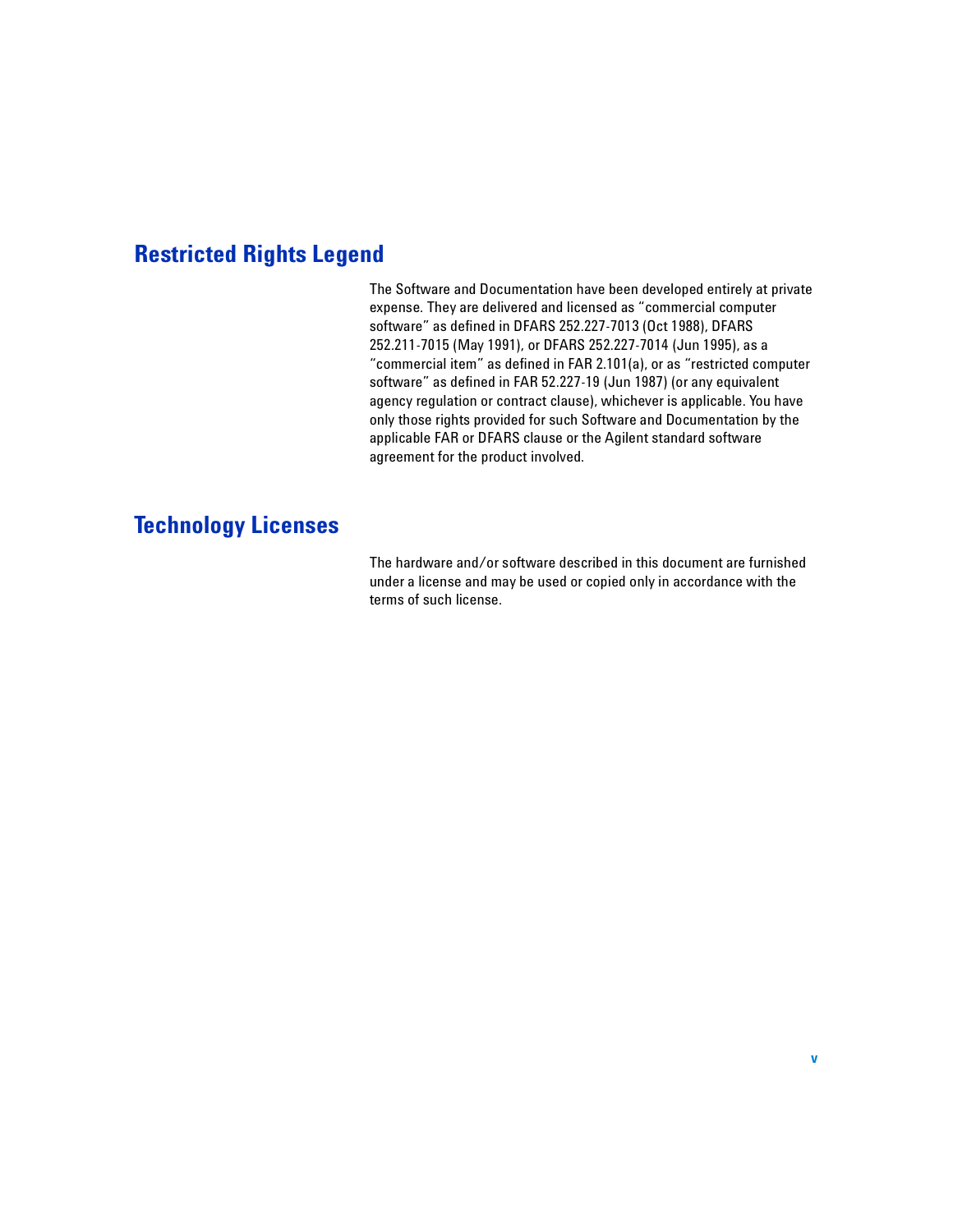## Restricted Rights Legend

The Software and Documentation have been developed entirely at private expense. They are delivered and licensed as “commercial computer software” as defined in DFARS 252.227-7013 (Oct 1988), DFARS 252.211-7015 (May 1991), or DFARS 252.227-7014 (Jun 1995), as a “commercial item” as defined in FAR 2.101(a), or as “restricted computer software” as defined in FAR 52.227-19 (Jun 1987) (or any equivalent agency regulation or contract clause), whichever is applicable. You have only those rights provided for such Software and Documentation by the applicable FAR or DFARS clause or the Agilent standard software agreement for the product involved.

## Technology Licenses

The hardware and/or software described in this document are furnished under a license and may be used or copied only in accordance with the terms of such license.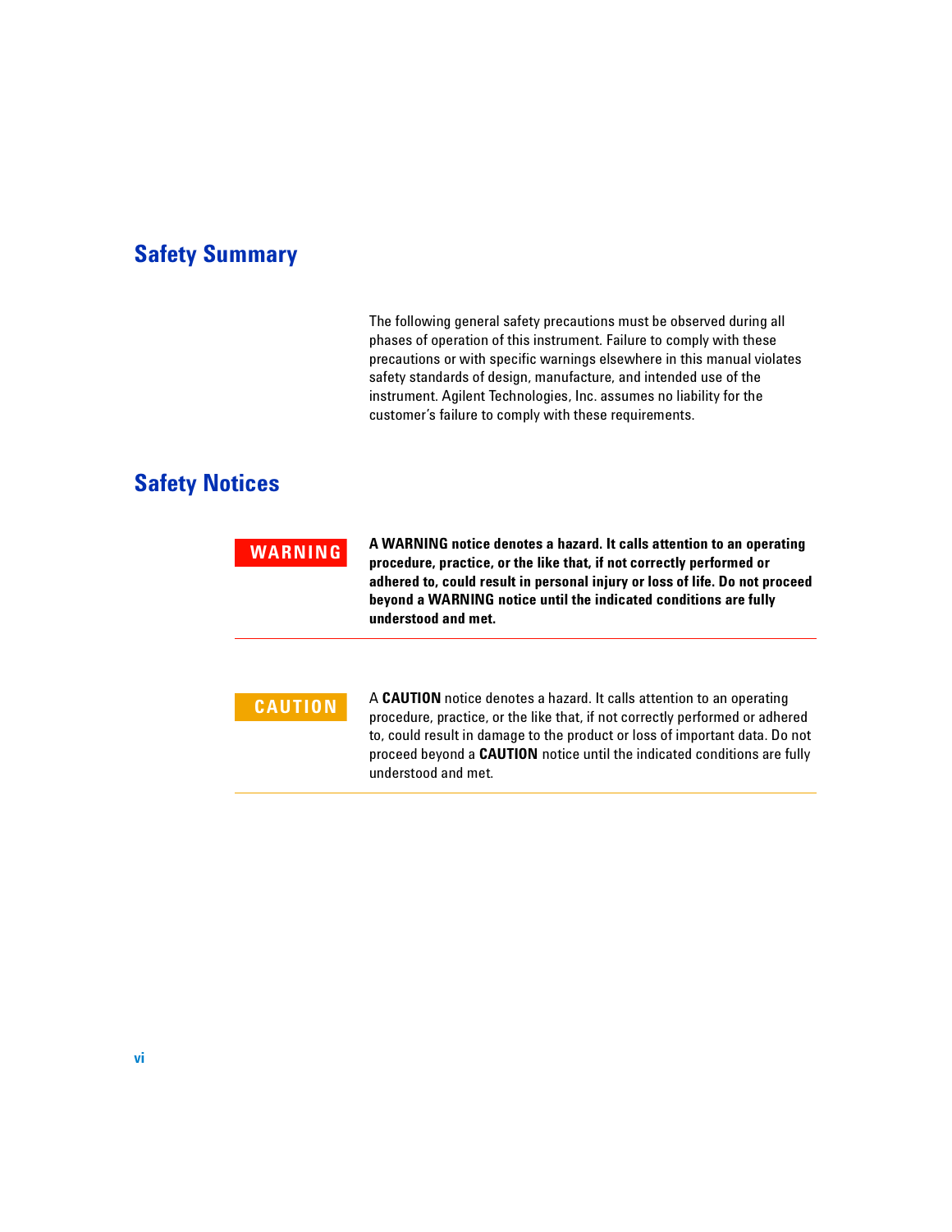## Safety Summary

The following general safety precautions must be observed during all phases of operation of this instrument. Failure to comply with these precautions or with specific warnings elsewhere in this manual violates safety standards of design, manufacture, and intended use of the instrument. Agilent Technologies, Inc. assumes no liability for the customer's failure to comply with these requirements.

## Safety Notices

**WARNING**

**A WARNING notice denotes a hazard. It calls attention to an operating procedure, practice, or the like that, if not correctly performed or adhered to, could result in personal injury or loss of life. Do not proceed beyond a WARNING notice until the indicated conditions are fully understood and met.**

---

**CAUTION**

A **CAUTION** notice denotes a hazard. It calls attention to an operating procedure, practice, or the like that, if not correctly performed or adhered to, could result in damage to the product or loss of important data. Do not proceed beyond a **CAUTION** notice until the indicated conditions are fully understood and met.

---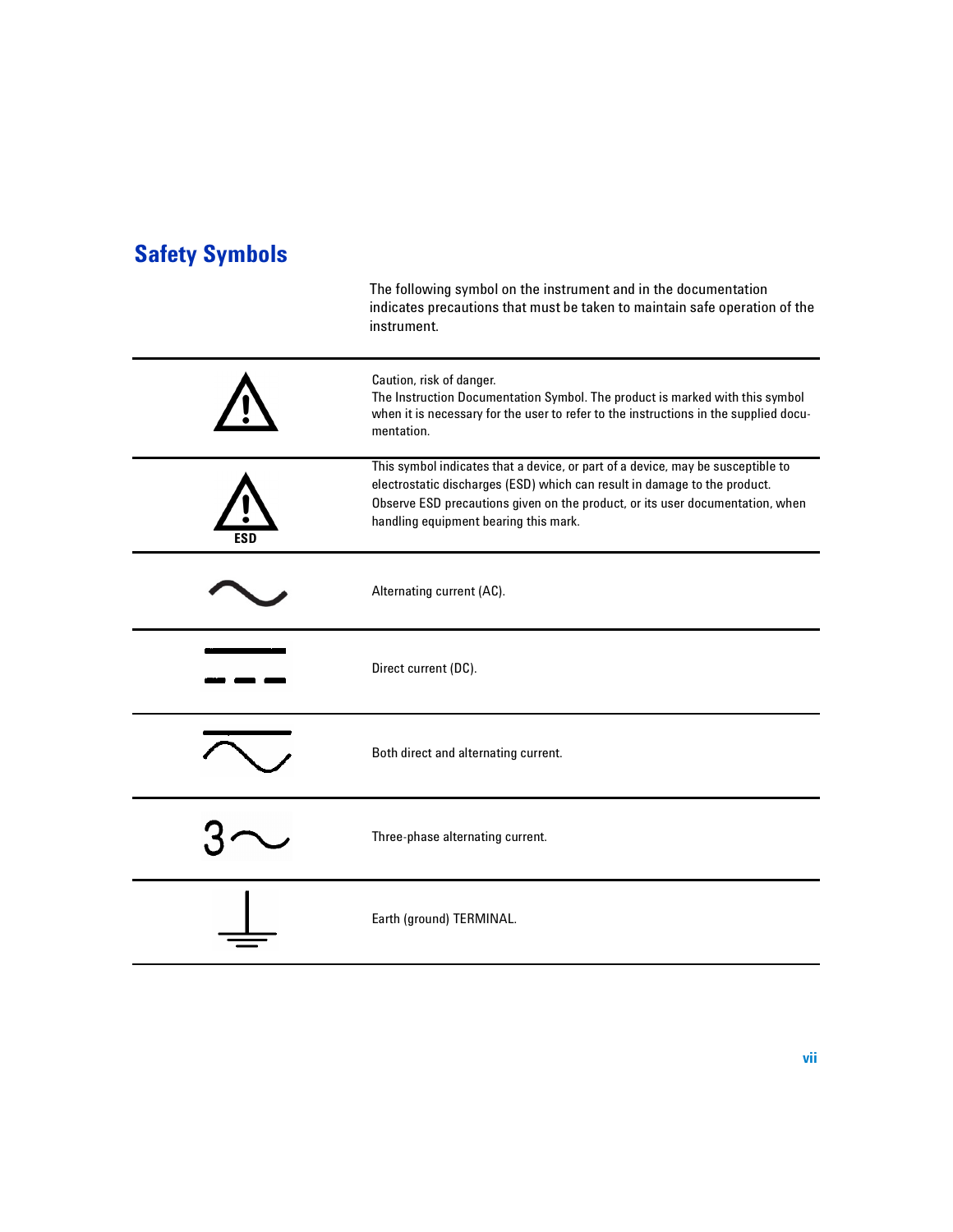## Safety Symbols

The following symbol on the instrument and in the documentation indicates precautions that must be taken to maintain safe operation of the instrument.

| Symbol | Description |
|---|---|
| ⚠ | Caution, risk of danger. The Instruction Documentation Symbol. The product is marked with this symbol when it is necessary for the user to refer to the instructions in the supplied documentation. |
| ⚠ ESD | This symbol indicates that a device, or part of a device, may be susceptible to electrostatic discharges (ESD) which can result in damage to the product. Observe ESD precautions given on the product, or its user documentation, when handling equipment bearing this mark. |
| ∼ | Alternating current (AC). |
| ⎓ | Direct current (DC). |
| ⏦ | Both direct and alternating current. |
| 3∼ | Three-phase alternating current. |
| ⏚ | Earth (ground) TERMINAL. |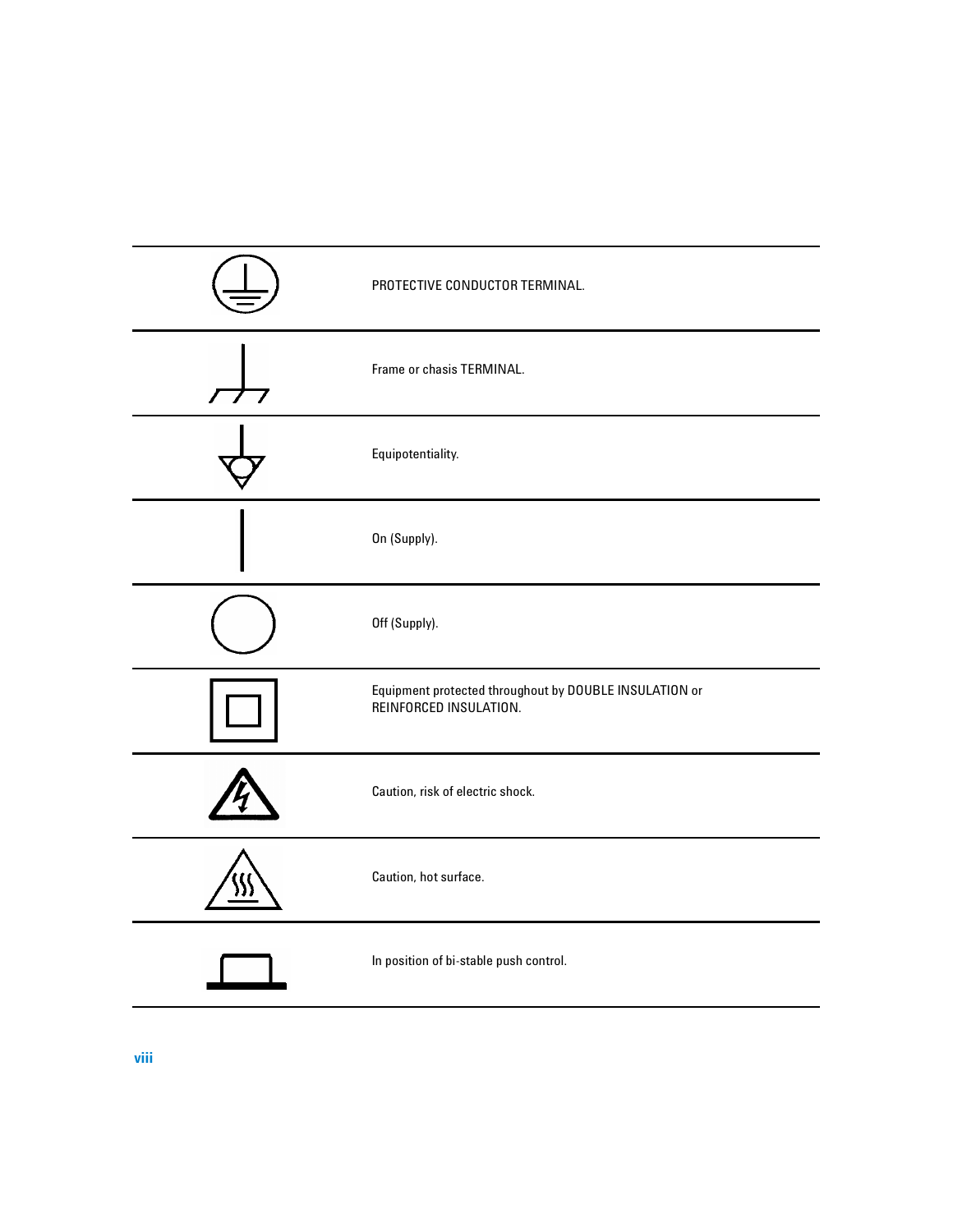| Symbol | Description |
| --- | --- |
| | PROTECTIVE CONDUCTOR TERMINAL. |
| | Frame or chasis TERMINAL. |
| | Equipotentiality. |
| | On (Supply). |
| | Off (Supply). |
| | Equipment protected throughout by DOUBLE INSULATION or REINFORCED INSULATION. |
| | Caution, risk of electric shock. |
| | Caution, hot surface. |
| | In position of bi-stable push control. |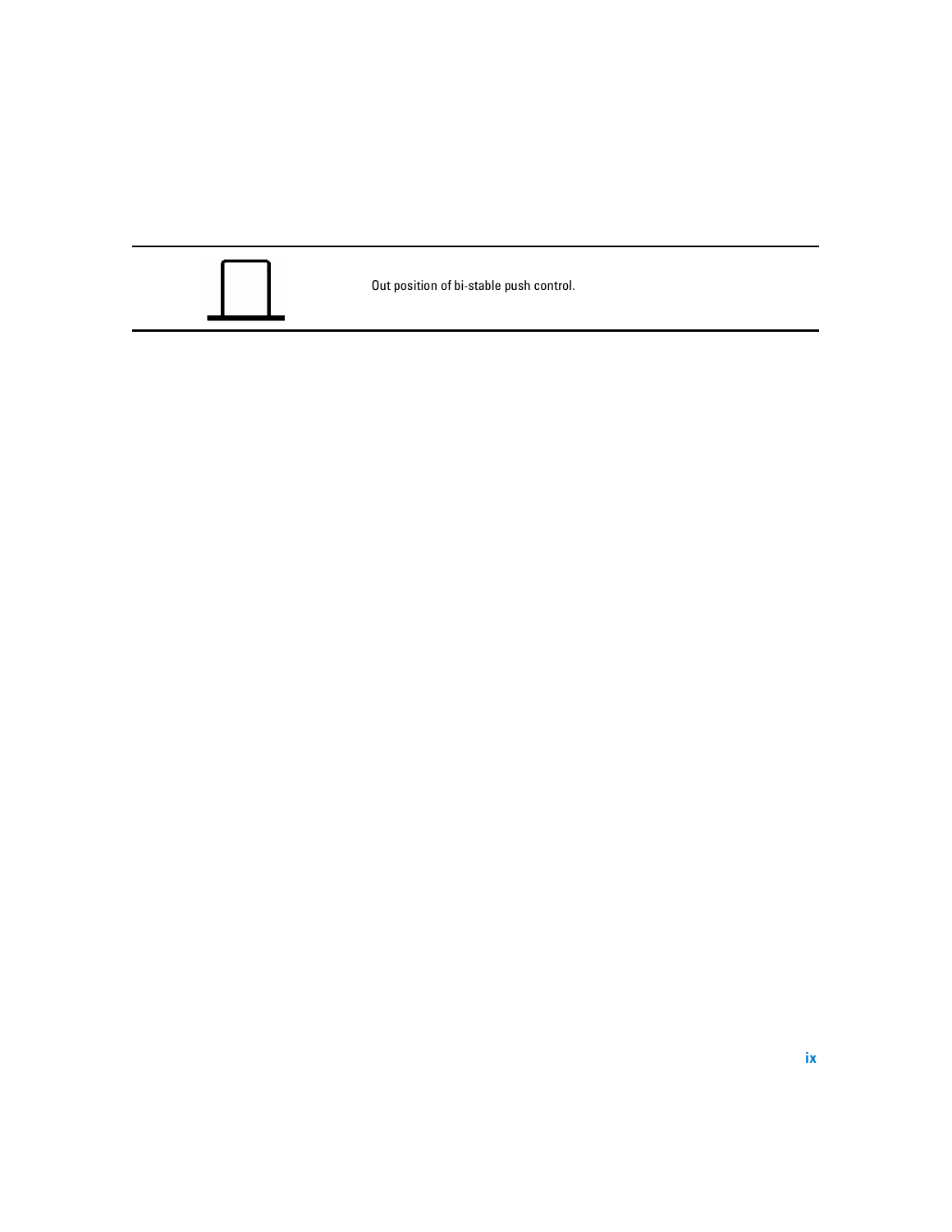| | |
|---|---|
| | Out position of bi-stable push control. |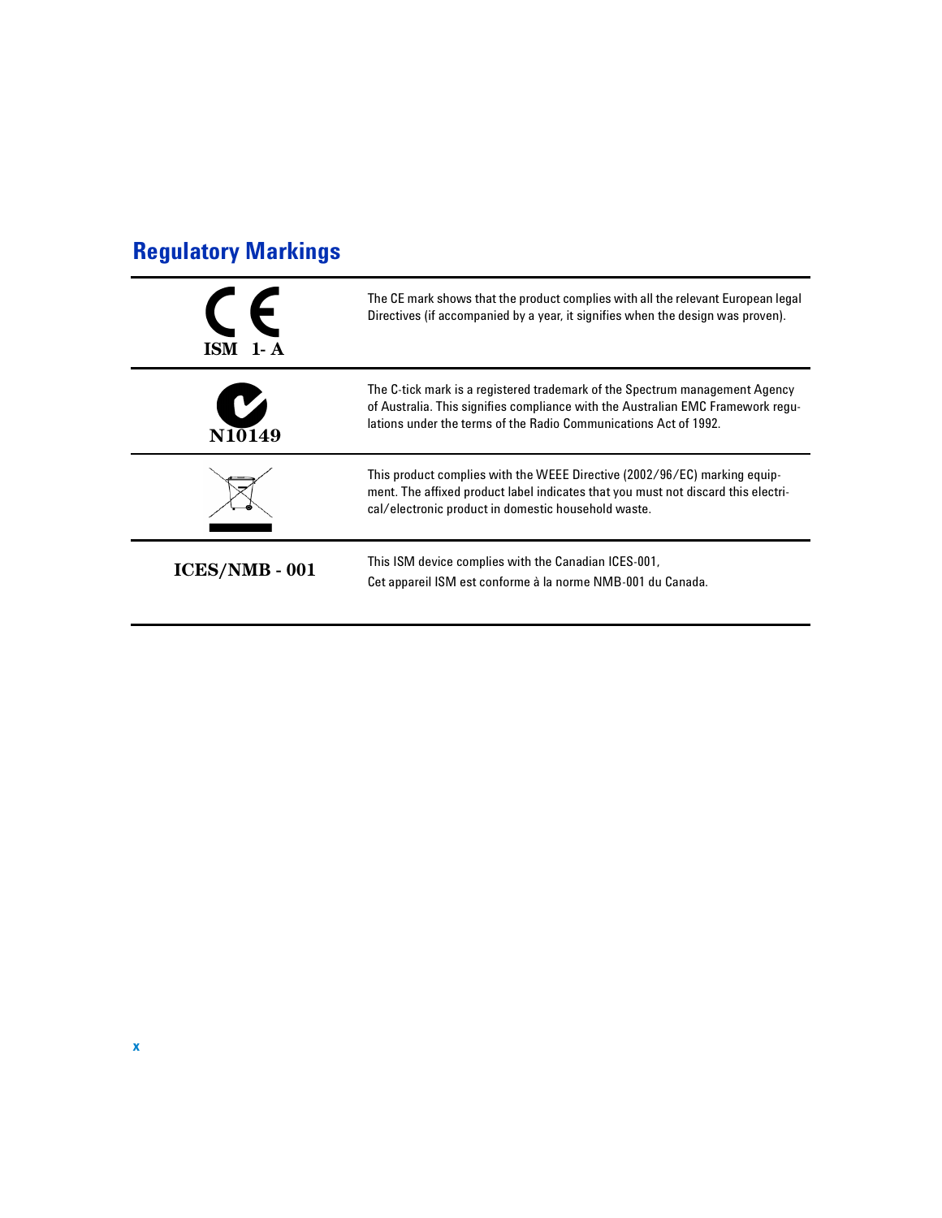## Regulatory Markings

| | |
|---|---|
| ISM 1- A | The CE mark shows that the product complies with all the relevant European legal Directives (if accompanied by a year, it signifies when the design was proven). |
| N10149 | The C-tick mark is a registered trademark of the Spectrum management Agency of Australia. This signifies compliance with the Australian EMC Framework regulations under the terms of the Radio Communications Act of 1992. |
| | This product complies with the WEEE Directive (2002/96/EC) marking equipment. The affixed product label indicates that you must not discard this electrical/electronic product in domestic household waste. |
| **ICES/NMB - 001** | This ISM device complies with the Canadian ICES-001,<br>Cet appareil ISM est conforme à la norme NMB-001 du Canada. |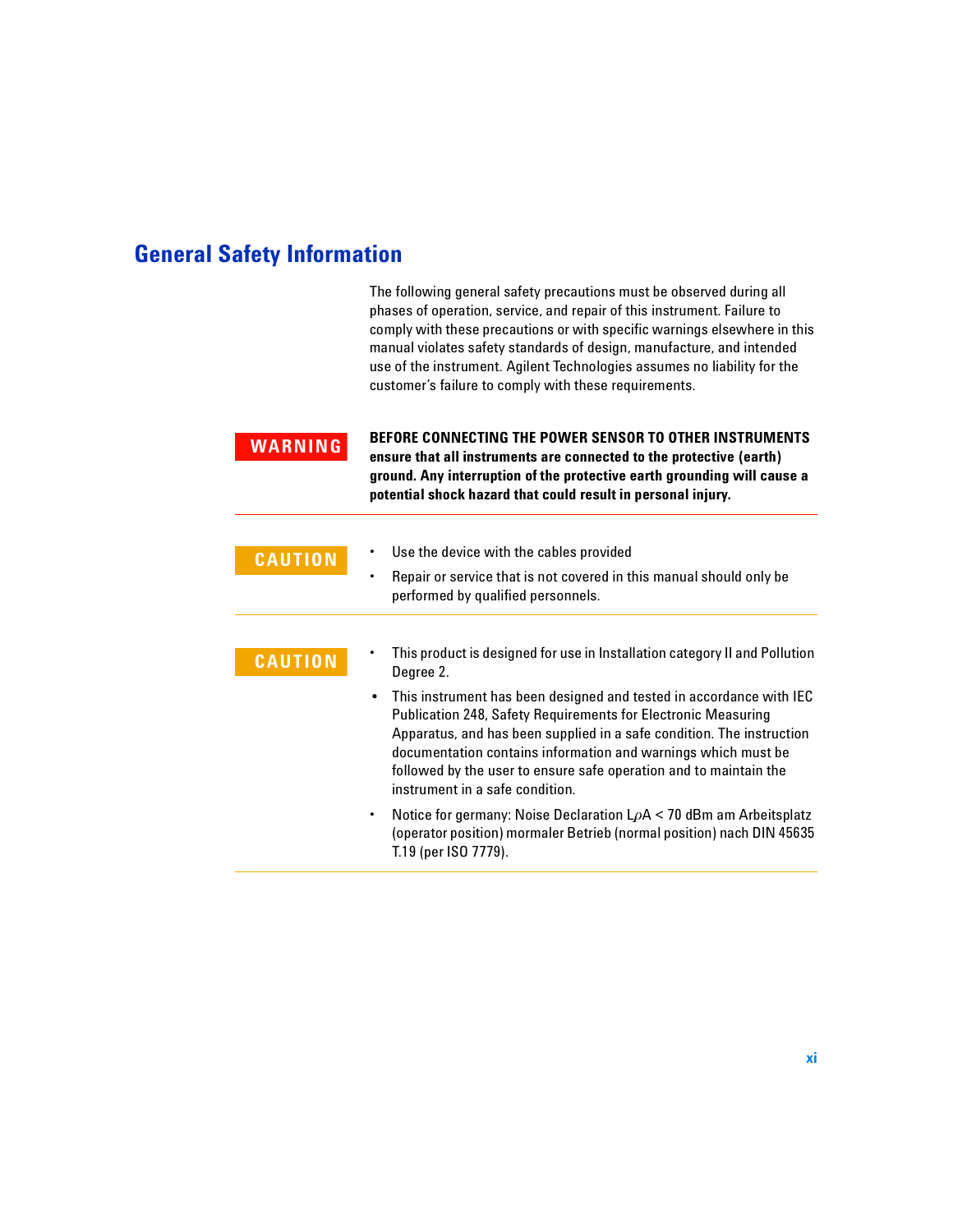## General Safety Information

The following general safety precautions must be observed during all phases of operation, service, and repair of this instrument. Failure to comply with these precautions or with specific warnings elsewhere in this manual violates safety standards of design, manufacture, and intended use of the instrument. Agilent Technologies assumes no liability for the customer's failure to comply with these requirements.

**WARNING**

**BEFORE CONNECTING THE POWER SENSOR TO OTHER INSTRUMENTS ensure that all instruments are connected to the protective (earth) ground. Any interruption of the protective earth grounding will cause a potential shock hazard that could result in personal injury.**

---

**CAUTION**

- Use the device with the cables provided
- Repair or service that is not covered in this manual should only be performed by qualified personnels.

---

**CAUTION**

- This product is designed for use in Installation category II and Pollution Degree 2.
- This instrument has been designed and tested in accordance with IEC Publication 248, Safety Requirements for Electronic Measuring Apparatus, and has been supplied in a safe condition. The instruction documentation contains information and warnings which must be followed by the user to ensure safe operation and to maintain the instrument in a safe condition.
- Notice for germany: Noise Declaration $L_{\rho}A$ < 70 dBm am Arbeitsplatz (operator position) mormaler Betrieb (normal position) nach DIN 45635 T.19 (per ISO 7779).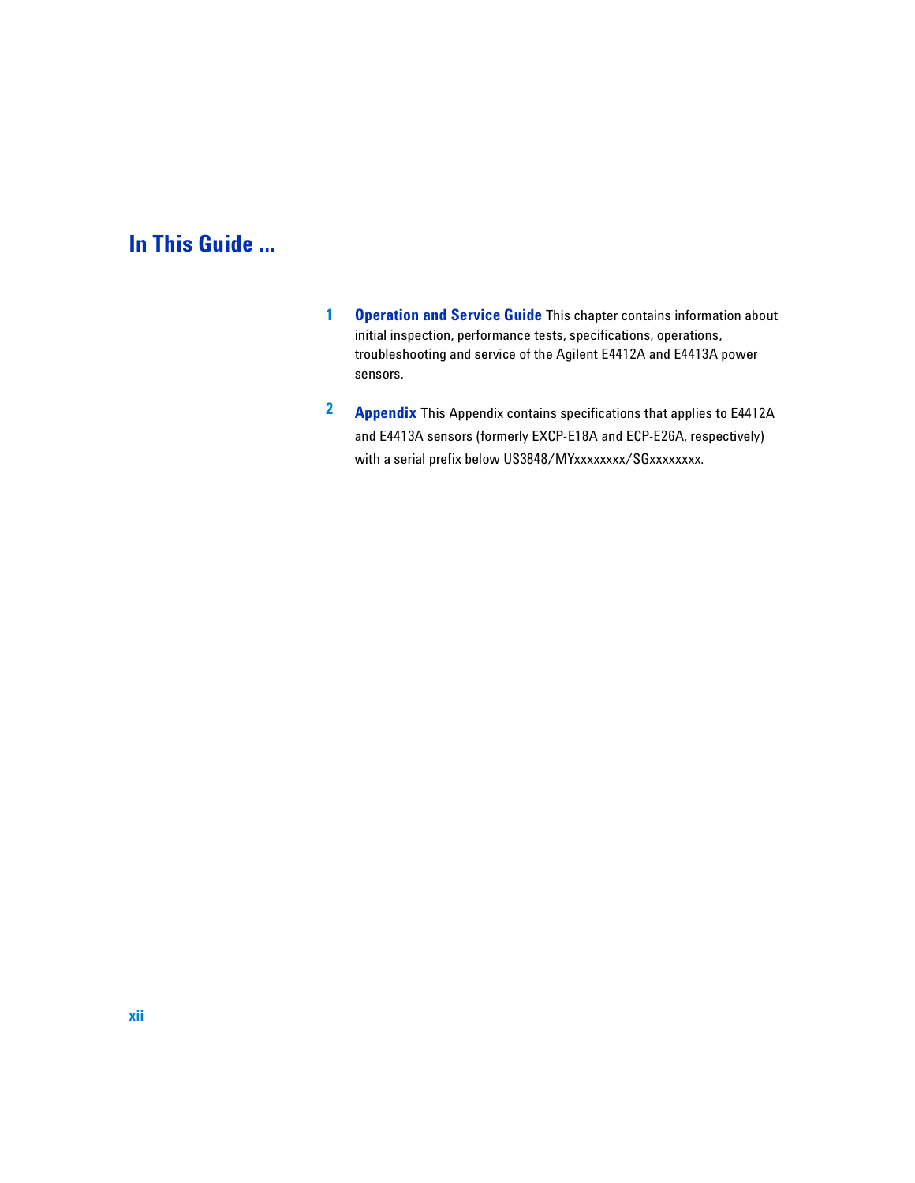# In This Guide ...

1 **Operation and Service Guide** This chapter contains information about initial inspection, performance tests, specifications, operations, troubleshooting and service of the Agilent E4412A and E4413A power sensors.

2 **Appendix** This Appendix contains specifications that applies to E4412A and E4413A sensors (formerly EXCP-E18A and ECP-E26A, respectively) with a serial prefix below US3848/MYxxxxxxxx/SGxxxxxxxx.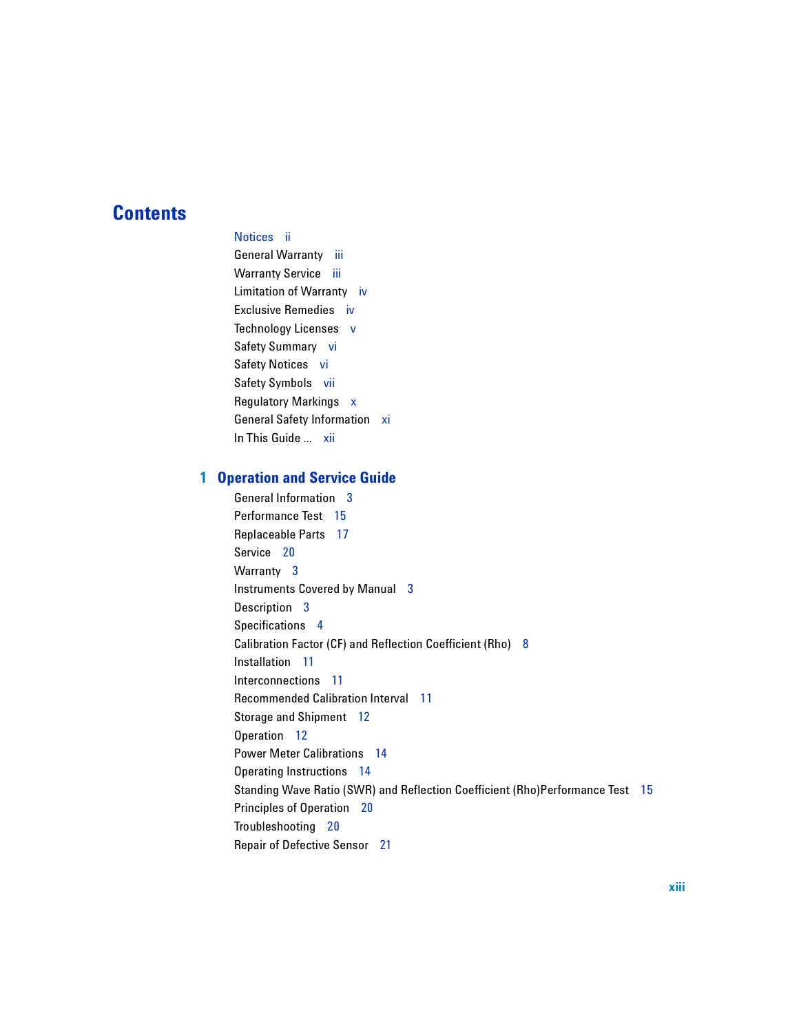# Contents

Notices ii
General Warranty iii
Warranty Service iii
Limitation of Warranty iv
Exclusive Remedies iv
Technology Licenses v
Safety Summary vi
Safety Notices vi
Safety Symbols vii
Regulatory Markings x
General Safety Information xi
In This Guide ... xii

## 1 Operation and Service Guide

General Information 3
Performance Test 15
Replaceable Parts 17
Service 20
Warranty 3
Instruments Covered by Manual 3
Description 3
Specifications 4
Calibration Factor (CF) and Reflection Coefficient (Rho) 8
Installation 11
Interconnections 11
Recommended Calibration Interval 11
Storage and Shipment 12
Operation 12
Power Meter Calibrations 14
Operating Instructions 14
Standing Wave Ratio (SWR) and Reflection Coefficient (Rho)Performance Test 15
Principles of Operation 20
Troubleshooting 20
Repair of Defective Sensor 21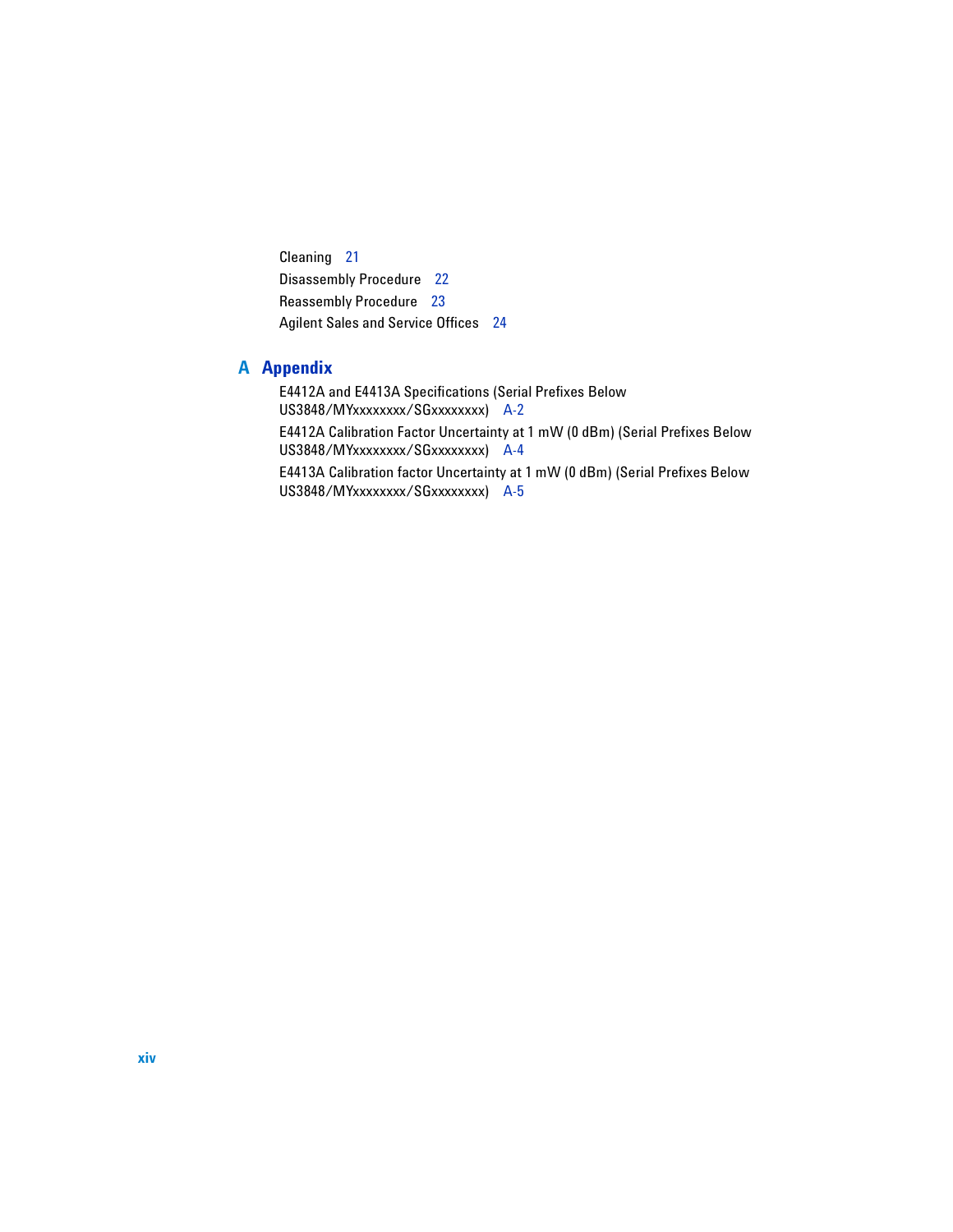Cleaning 21

Disassembly Procedure 22

Reassembly Procedure 23

Agilent Sales and Service Offices 24

## A Appendix

E4412A and E4413A Specifications (Serial Prefixes Below US3848/MYxxxxxxxx/SGxxxxxxxx) A-2

E4412A Calibration Factor Uncertainty at 1 mW (0 dBm) (Serial Prefixes Below US3848/MYxxxxxxxx/SGxxxxxxxx) A-4

E4413A Calibration factor Uncertainty at 1 mW (0 dBm) (Serial Prefixes Below US3848/MYxxxxxxxx/SGxxxxxxxx) A-5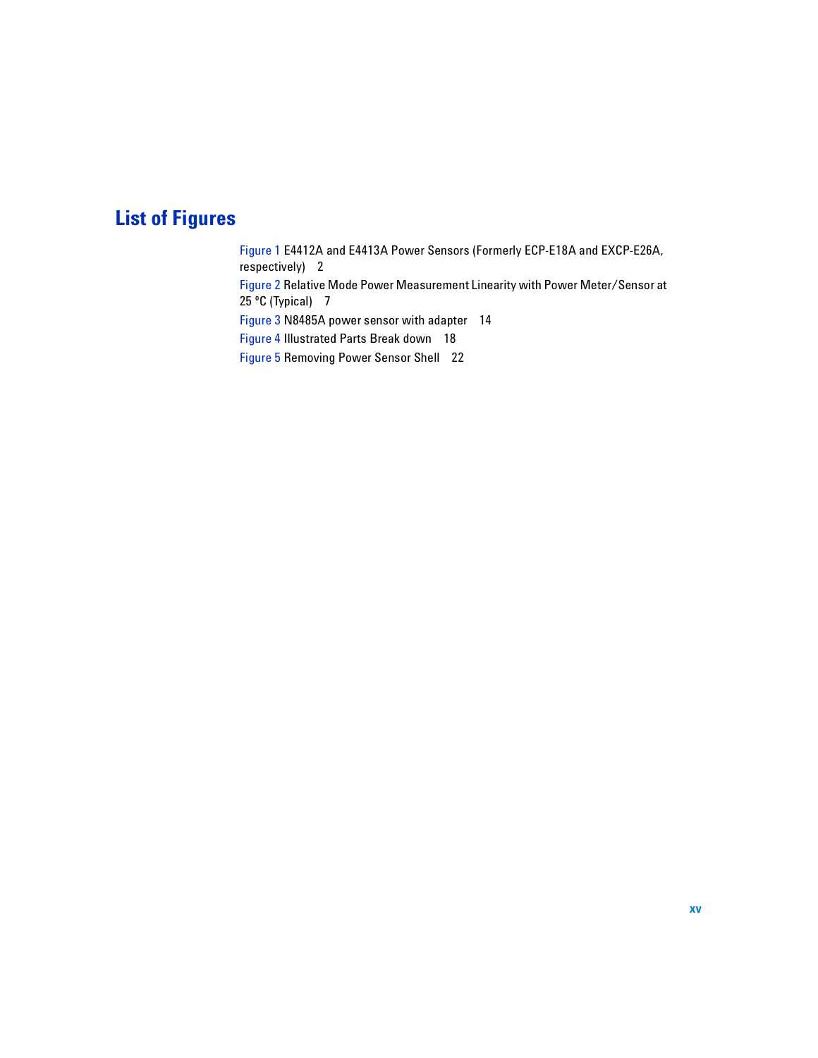# List of Figures

Figure 1 E4412A and E4413A Power Sensors (Formerly ECP-E18A and EXCP-E26A, respectively) 2

Figure 2 Relative Mode Power Measurement Linearity with Power Meter/Sensor at 25 °C (Typical) 7

Figure 3 N8485A power sensor with adapter 14

Figure 4 Illustrated Parts Break down 18

Figure 5 Removing Power Sensor Shell 22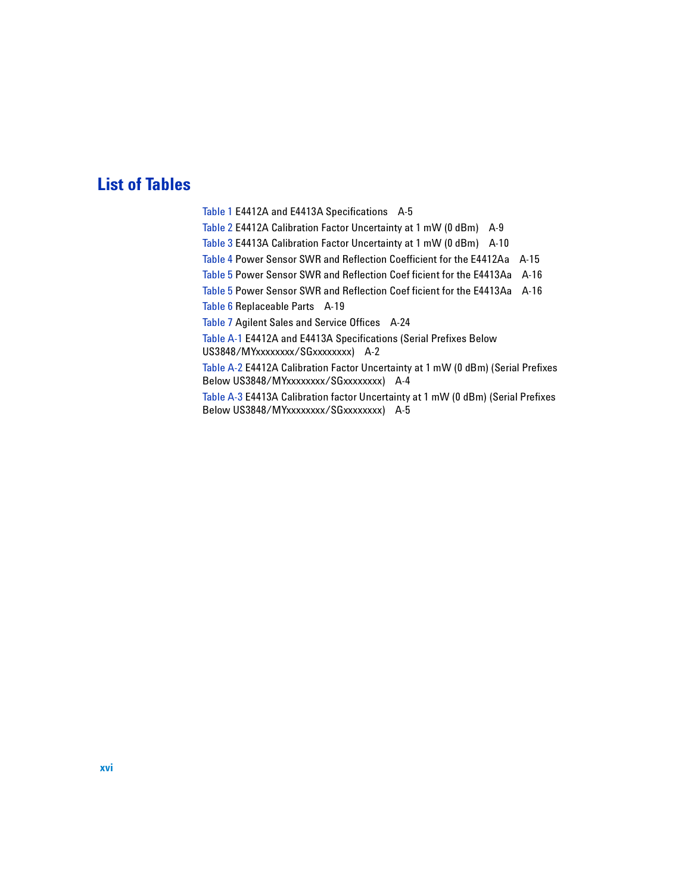# List of Tables

Table 1 E4412A and E4413A Specifications A-5

Table 2 E4412A Calibration Factor Uncertainty at 1 mW (0 dBm) A-9

Table 3 E4413A Calibration Factor Uncertainty at 1 mW (0 dBm) A-10

Table 4 Power Sensor SWR and Reflection Coefficient for the E4412Aa A-15

Table 5 Power Sensor SWR and Reflection Coef ficient for the E4413Aa A-16

Table 5 Power Sensor SWR and Reflection Coef ficient for the E4413Aa A-16

Table 6 Replaceable Parts A-19

Table 7 Agilent Sales and Service Offices A-24

Table A-1 E4412A and E4413A Specifications (Serial Prefixes Below US3848/MYxxxxxxxx/SGxxxxxxxx) A-2

Table A-2 E4412A Calibration Factor Uncertainty at 1 mW (0 dBm) (Serial Prefixes Below US3848/MYxxxxxxxx/SGxxxxxxxx) A-4

Table A-3 E4413A Calibration factor Uncertainty at 1 mW (0 dBm) (Serial Prefixes Below US3848/MYxxxxxxxx/SGxxxxxxxx) A-5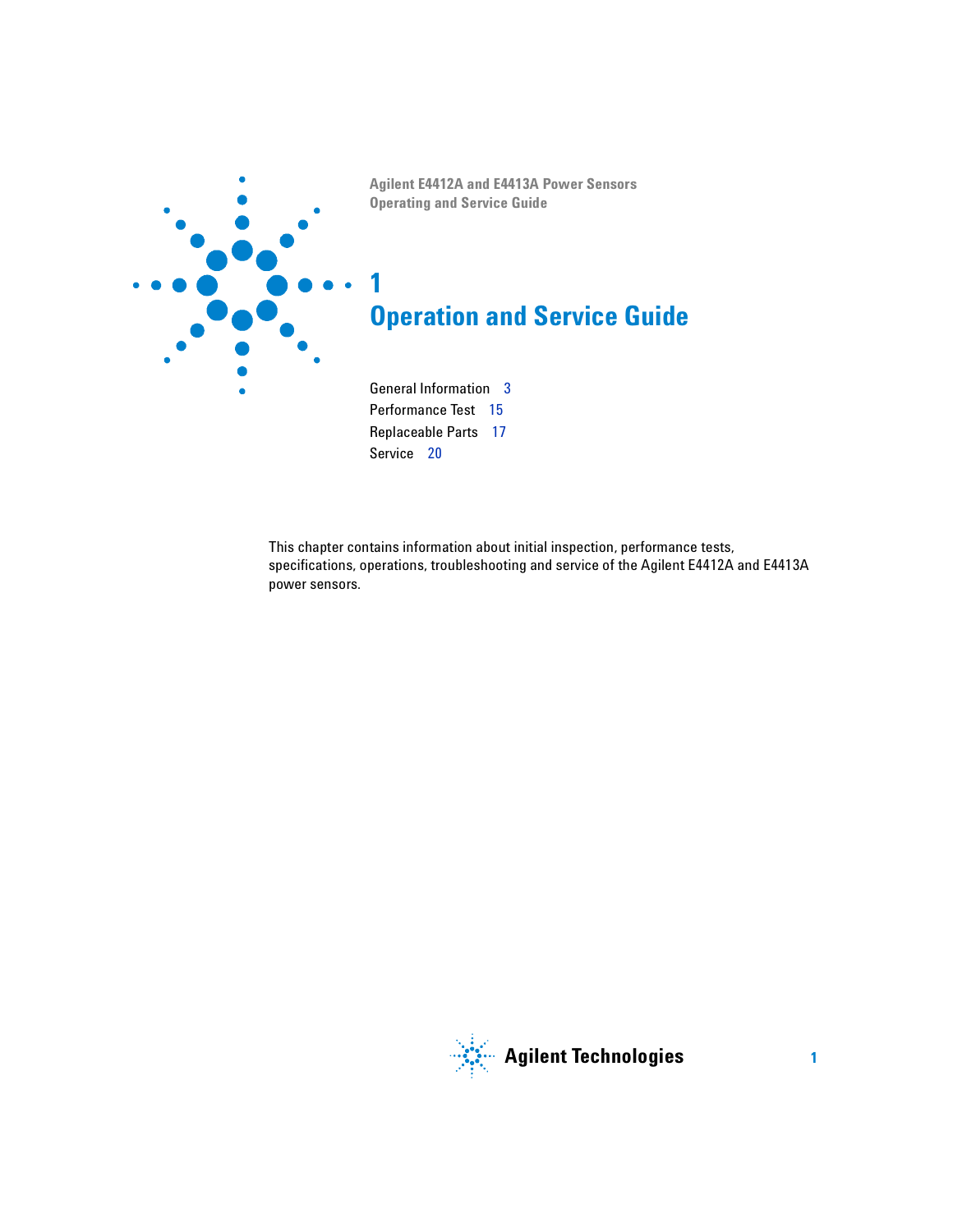Agilent E4412A and E4413A Power Sensors
Operating and Service Guide

# 1
# Operation and Service Guide

General Information 3
Performance Test 15
Replaceable Parts 17
Service 20

This chapter contains information about initial inspection, performance tests, specifications, operations, troubleshooting and service of the Agilent E4412A and E4413A power sensors.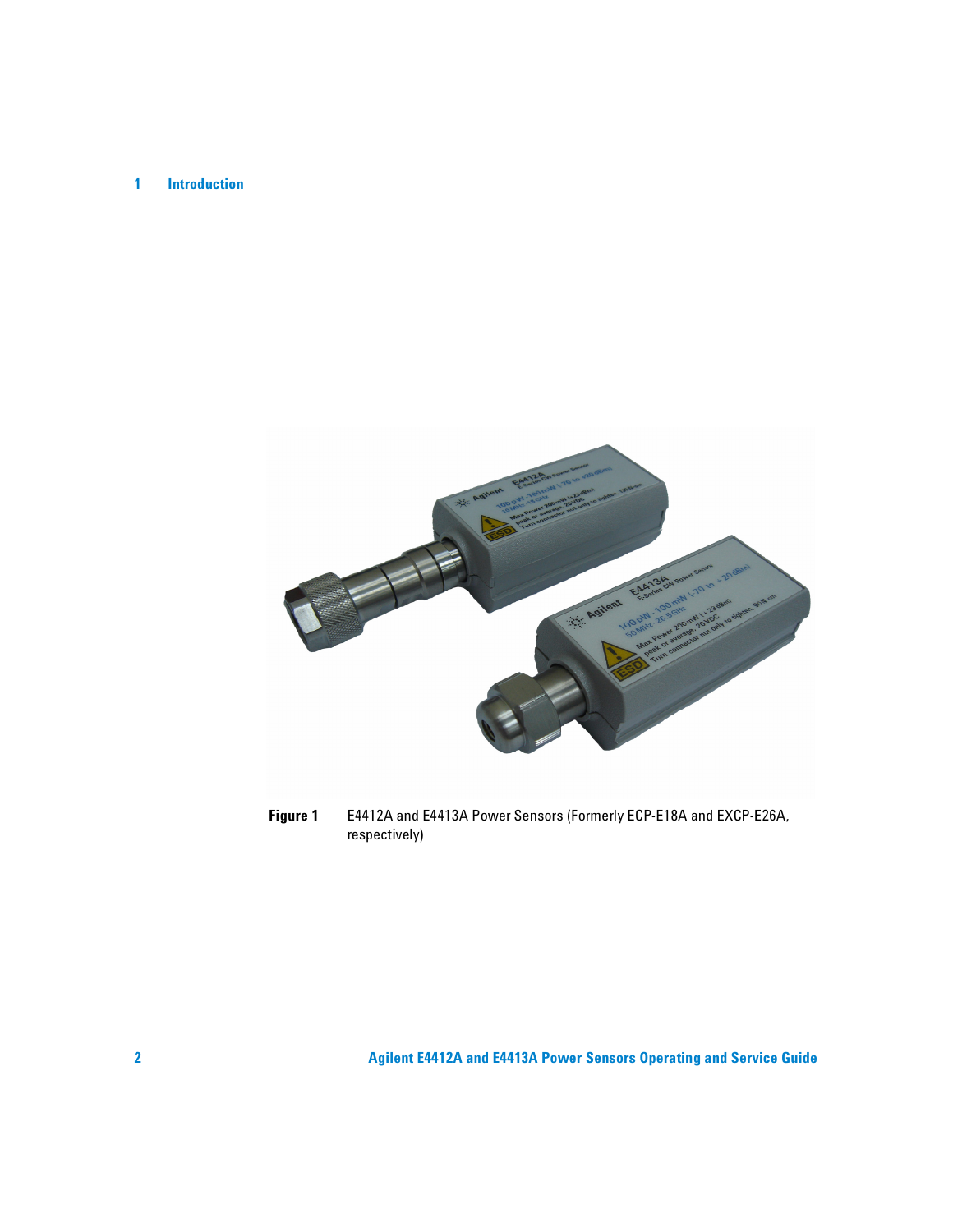**Figure 1** E4412A and E4413A Power Sensors (Formerly ECP-E18A and EXCP-E26A, respectively)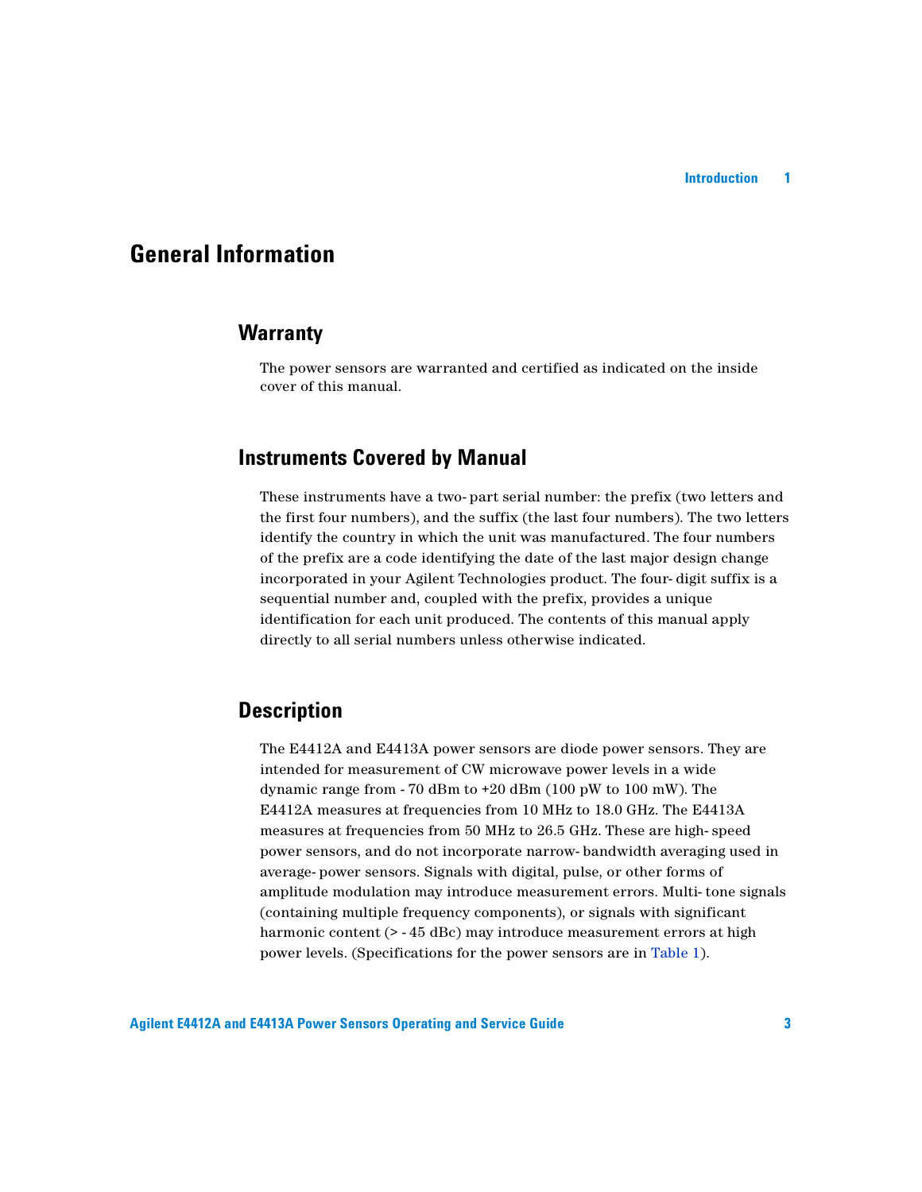# General Information

## Warranty

The power sensors are warranted and certified as indicated on the inside cover of this manual.

## Instruments Covered by Manual

These instruments have a two- part serial number: the prefix (two letters and the first four numbers), and the suffix (the last four numbers). The two letters identify the country in which the unit was manufactured. The four numbers of the prefix are a code identifying the date of the last major design change incorporated in your Agilent Technologies product. The four- digit suffix is a sequential number and, coupled with the prefix, provides a unique identification for each unit produced. The contents of this manual apply directly to all serial numbers unless otherwise indicated.

## Description

The E4412A and E4413A power sensors are diode power sensors. They are intended for measurement of CW microwave power levels in a wide dynamic range from - 70 dBm to +20 dBm (100 pW to 100 mW). The E4412A measures at frequencies from 10 MHz to 18.0 GHz. The E4413A measures at frequencies from 50 MHz to 26.5 GHz. These are high- speed power sensors, and do not incorporate narrow- bandwidth averaging used in average- power sensors. Signals with digital, pulse, or other forms of amplitude modulation may introduce measurement errors. Multi- tone signals (containing multiple frequency components), or signals with significant harmonic content (> - 45 dBc) may introduce measurement errors at high power levels. (Specifications for the power sensors are in Table 1).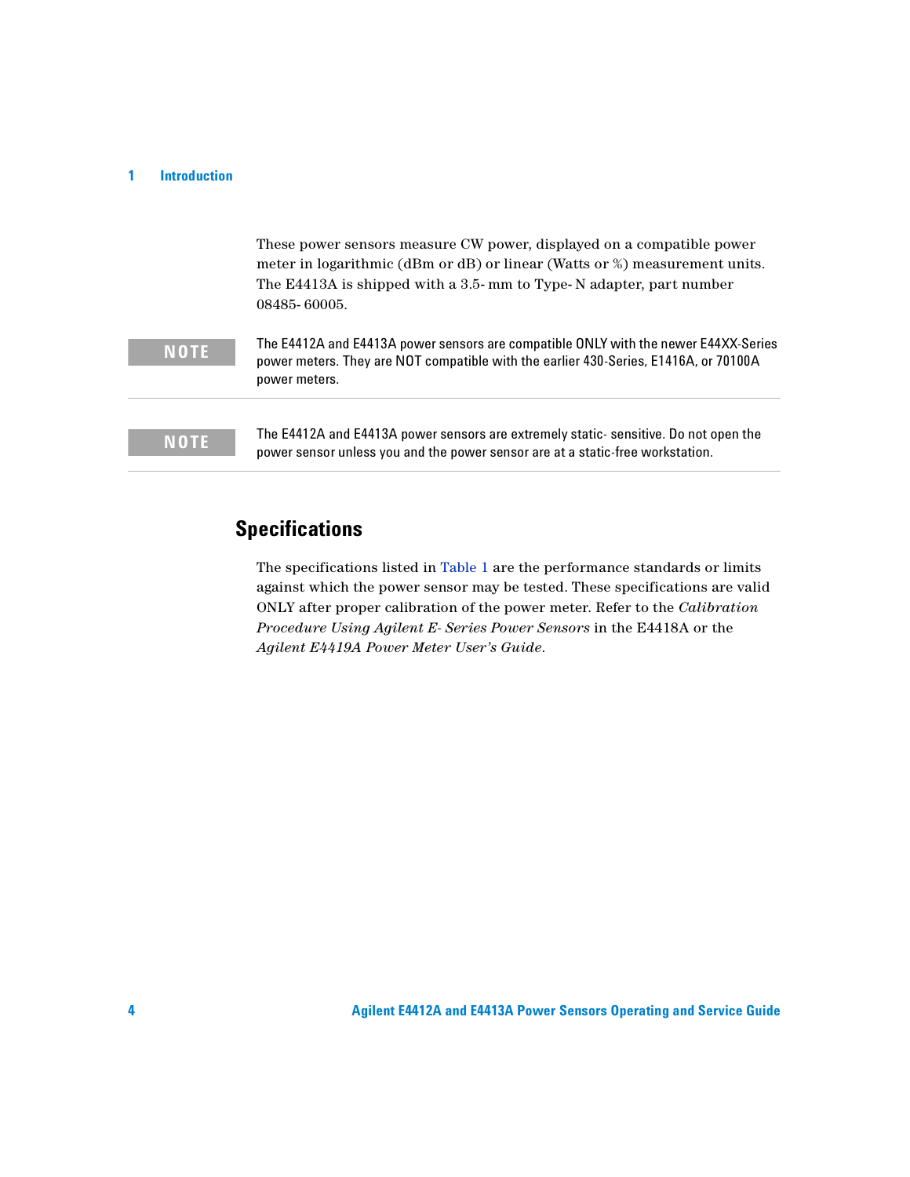These power sensors measure CW power, displayed on a compatible power meter in logarithmic (dBm or dB) or linear (Watts or %) measurement units. The E4413A is shipped with a 3.5- mm to Type- N adapter, part number 08485- 60005.

**NOTE** The E4412A and E4413A power sensors are compatible ONLY with the newer E44XX-Series power meters. They are NOT compatible with the earlier 430-Series, E1416A, or 70100A power meters.

**NOTE** The E4412A and E4413A power sensors are extremely static- sensitive. Do not open the power sensor unless you and the power sensor are at a static-free workstation.

## Specifications

The specifications listed in Table 1 are the performance standards or limits against which the power sensor may be tested. These specifications are valid ONLY after proper calibration of the power meter. Refer to the *Calibration Procedure Using Agilent E- Series Power Sensors* in the E4418A or the *Agilent E4419A Power Meter User's Guide*.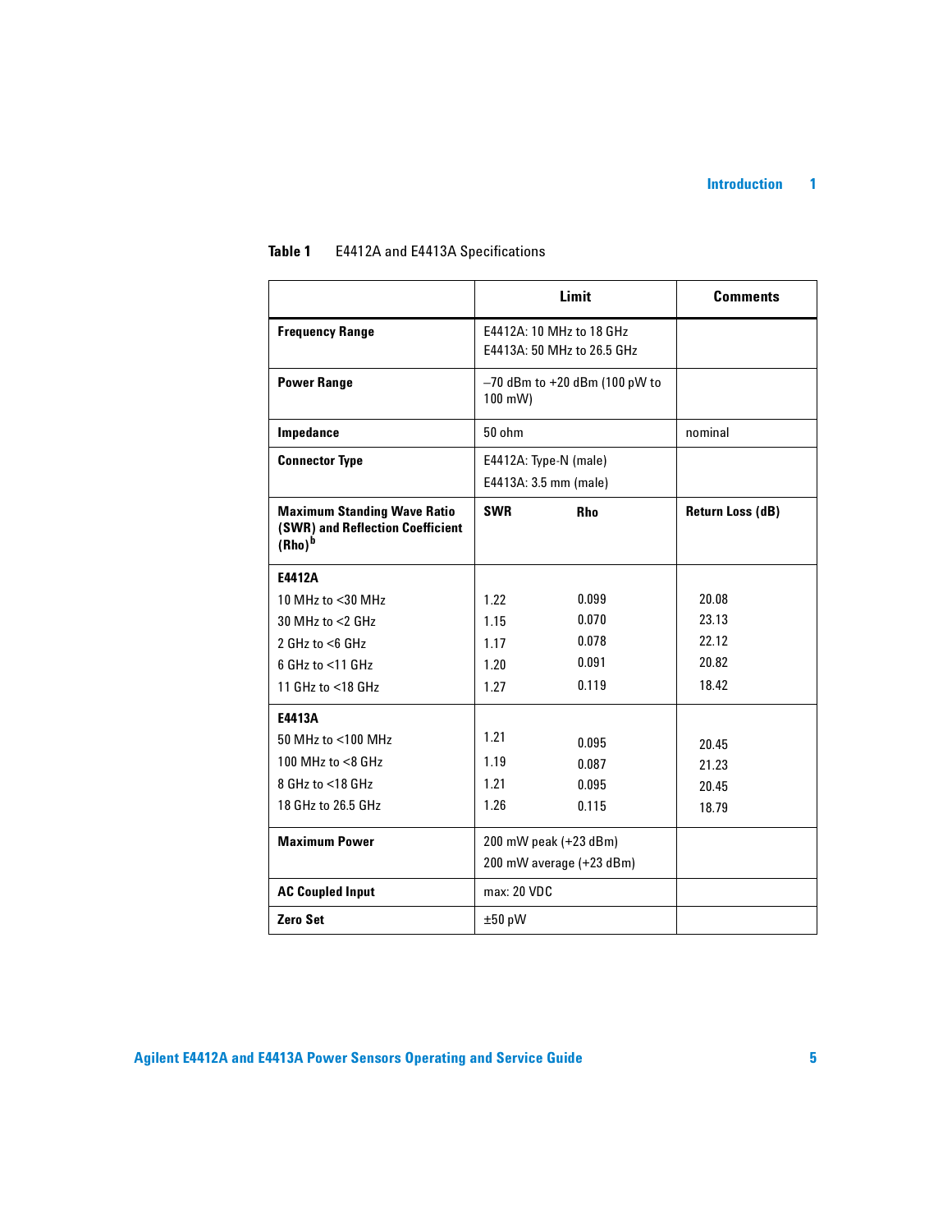**Table 1** E4412A and E4413A Specifications

| | Limit | | Comments |
|---|---|---|---|
| **Frequency Range** | E4412A: 10 MHz to 18 GHz<br>E4413A: 50 MHz to 26.5 GHz | | |
| **Power Range** | –70 dBm to +20 dBm (100 pW to 100 mW) | | |
| **Impedance** | 50 ohm | | nominal |
| **Connector Type** | E4412A: Type-N (male)<br>E4413A: 3.5 mm (male) | | |
| **Maximum Standing Wave Ratio (SWR) and Reflection Coefficient (Rho)**[b] | **SWR** | **Rho** | **Return Loss (dB)** |
| **E4412A** | | | |
| 10 MHz to <30 MHz | 1.22 | 0.099 | 20.08 |
| 30 MHz to <2 GHz | 1.15 | 0.070 | 23.13 |
| 2 GHz to <6 GHz | 1.17 | 0.078 | 22.12 |
| 6 GHz to <11 GHz | 1.20 | 0.091 | 20.82 |
| 11 GHz to <18 GHz | 1.27 | 0.119 | 18.42 |
| **E4413A** | | | |
| 50 MHz to <100 MHz | 1.21 | 0.095 | 20.45 |
| 100 MHz to <8 GHz | 1.19 | 0.087 | 21.23 |
| 8 GHz to <18 GHz | 1.21 | 0.095 | 20.45 |
| 18 GHz to 26.5 GHz | 1.26 | 0.115 | 18.79 |
| **Maximum Power** | 200 mW peak (+23 dBm)<br>200 mW average (+23 dBm) | | |
| **AC Coupled Input** | max: 20 VDC | | |
| **Zero Set** | ±50 pW | | |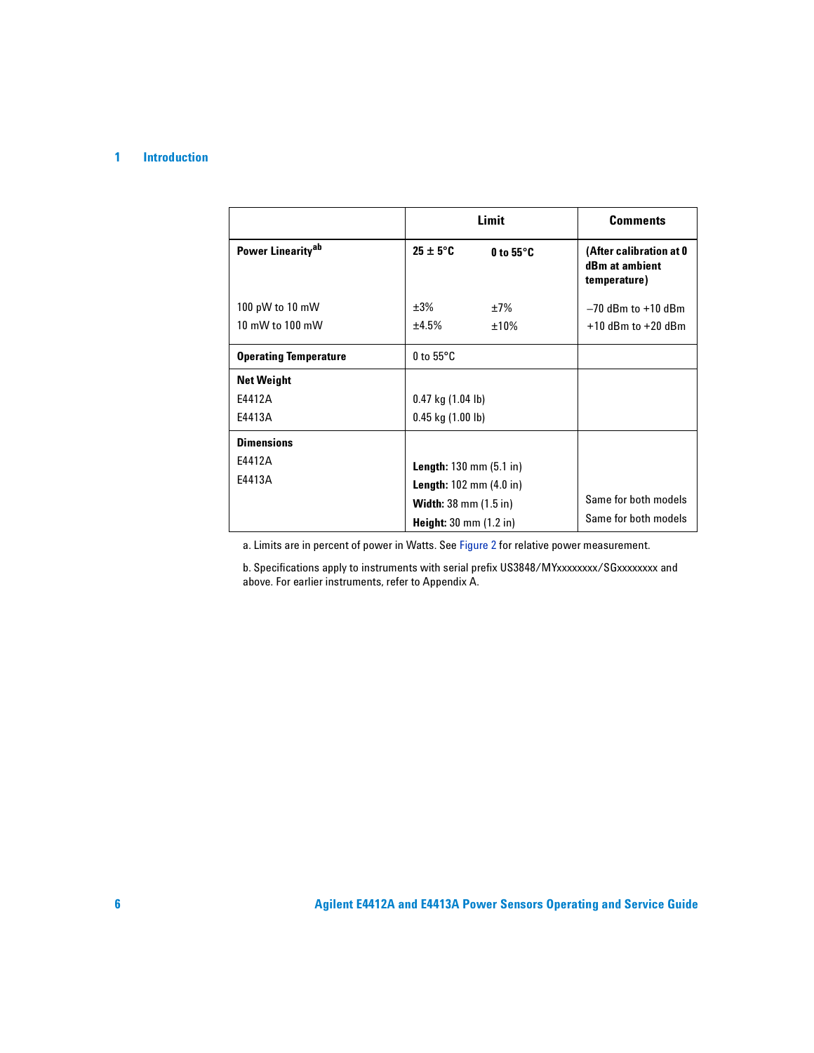| | Limit | | Comments |
|---|---|---|---|
| **Power Linearity**[a,b] | **25 ± 5°C** | **0 to 55°C** | **(After calibration at 0 dBm at ambient temperature)** |
| 100 pW to 10 mW | ±3% | ±7% | –70 dBm to +10 dBm |
| 10 mW to 100 mW | ±4.5% | ±10% | +10 dBm to +20 dBm |
| **Operating Temperature** | 0 to 55°C | | |
| **Net Weight** | | | |
| E4412A | 0.47 kg (1.04 lb) | | |
| E4413A | 0.45 kg (1.00 lb) | | |
| **Dimensions** | | | |
| E4412A | **Length:** 130 mm (5.1 in) | | |
| E4413A | **Length:** 102 mm (4.0 in) | | |
| | **Width:** 38 mm (1.5 in) | | Same for both models |
| | **Height:** 30 mm (1.2 in) | | Same for both models |

a. Limits are in percent of power in Watts. See Figure 2 for relative power measurement.

b. Specifications apply to instruments with serial prefix US3848/MYxxxxxxxx/SGxxxxxxxx and above. For earlier instruments, refer to Appendix A.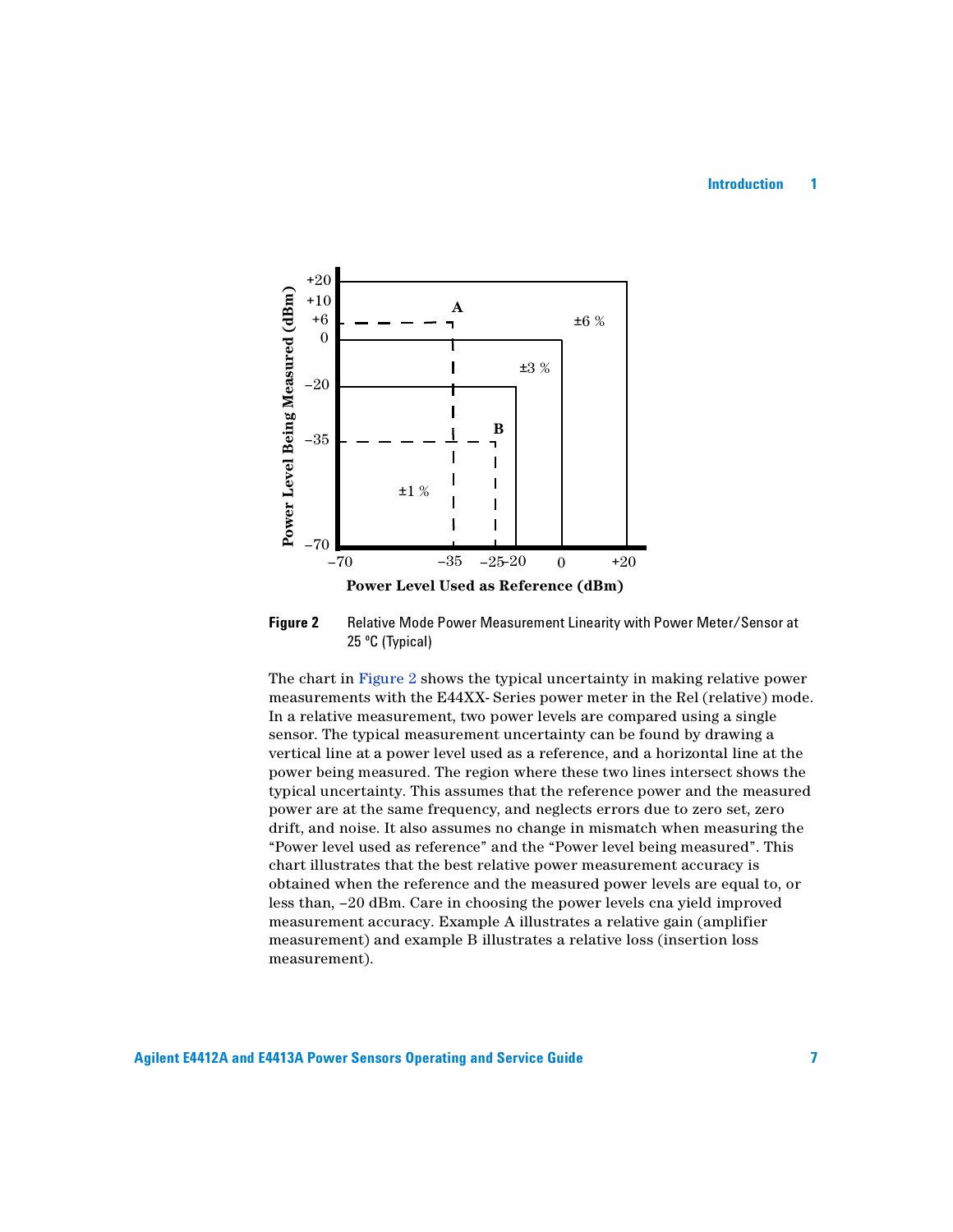**Figure 2** Relative Mode Power Measurement Linearity with Power Meter/Sensor at 25 °C (Typical)

The chart in Figure 2 shows the typical uncertainty in making relative power measurements with the E44XX- Series power meter in the Rel (relative) mode. In a relative measurement, two power levels are compared using a single sensor. The typical measurement uncertainty can be found by drawing a vertical line at a power level used as a reference, and a horizontal line at the power being measured. The region where these two lines intersect shows the typical uncertainty. This assumes that the reference power and the measured power are at the same frequency, and neglects errors due to zero set, zero drift, and noise. It also assumes no change in mismatch when measuring the "Power level used as reference" and the "Power level being measured". This chart illustrates that the best relative power measurement accuracy is obtained when the reference and the measured power levels are equal to, or less than, –20 dBm. Care in choosing the power levels cna yield improved measurement accuracy. Example A illustrates a relative gain (amplifier measurement) and example B illustrates a relative loss (insertion loss measurement).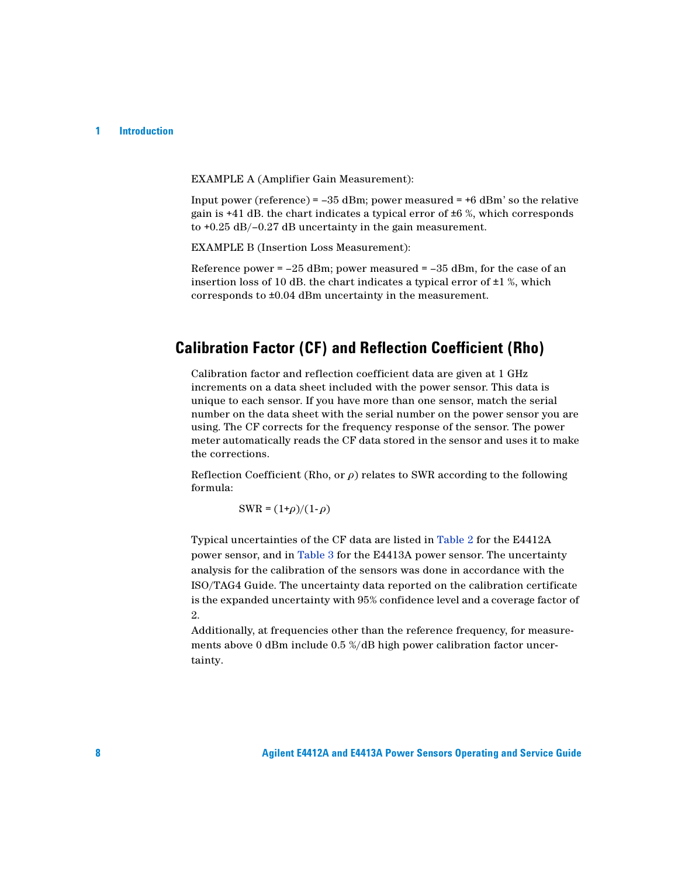EXAMPLE A (Amplifier Gain Measurement):

Input power (reference) = –35 dBm; power measured = +6 dBm' so the relative gain is +41 dB. the chart indicates a typical error of ±6 %, which corresponds to +0.25 dB/–0.27 dB uncertainty in the gain measurement.

EXAMPLE B (Insertion Loss Measurement):

Reference power = –25 dBm; power measured = –35 dBm, for the case of an insertion loss of 10 dB. the chart indicates a typical error of ±1 %, which corresponds to ±0.04 dBm uncertainty in the measurement.

## Calibration Factor (CF) and Reflection Coefficient (Rho)

Calibration factor and reflection coefficient data are given at 1 GHz increments on a data sheet included with the power sensor. This data is unique to each sensor. If you have more than one sensor, match the serial number on the data sheet with the serial number on the power sensor you are using. The CF corrects for the frequency response of the sensor. The power meter automatically reads the CF data stored in the sensor and uses it to make the corrections.

Reflection Coefficient (Rho, or $\rho$) relates to SWR according to the following formula:

$$SWR = (1+\rho)/(1-\rho)$$

Typical uncertainties of the CF data are listed in Table 2 for the E4412A power sensor, and in Table 3 for the E4413A power sensor. The uncertainty analysis for the calibration of the sensors was done in accordance with the ISO/TAG4 Guide. The uncertainty data reported on the calibration certificate is the expanded uncertainty with 95% confidence level and a coverage factor of 2.

Additionally, at frequencies other than the reference frequency, for measurements above 0 dBm include 0.5 %/dB high power calibration factor uncertainty.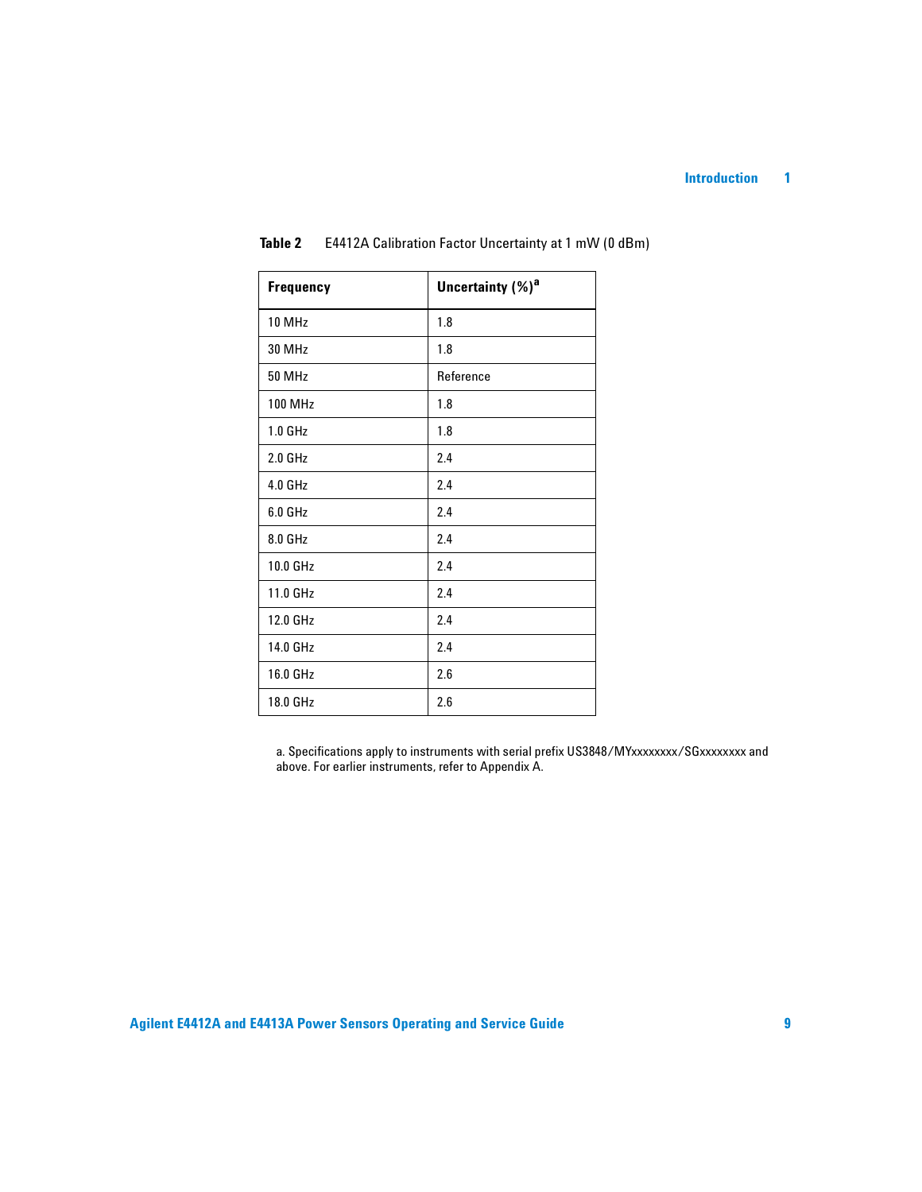**Table 2** E4412A Calibration Factor Uncertainty at 1 mW (0 dBm)

| Frequency | Uncertainty (%)[a] |
|---|---|
| 10 MHz | 1.8 |
| 30 MHz | 1.8 |
| 50 MHz | Reference |
| 100 MHz | 1.8 |
| 1.0 GHz | 1.8 |
| 2.0 GHz | 2.4 |
| 4.0 GHz | 2.4 |
| 6.0 GHz | 2.4 |
| 8.0 GHz | 2.4 |
| 10.0 GHz | 2.4 |
| 11.0 GHz | 2.4 |
| 12.0 GHz | 2.4 |
| 14.0 GHz | 2.4 |
| 16.0 GHz | 2.6 |
| 18.0 GHz | 2.6 |

a. Specifications apply to instruments with serial prefix US3848/MYxxxxxxxx/SGxxxxxxxx and above. For earlier instruments, refer to Appendix A.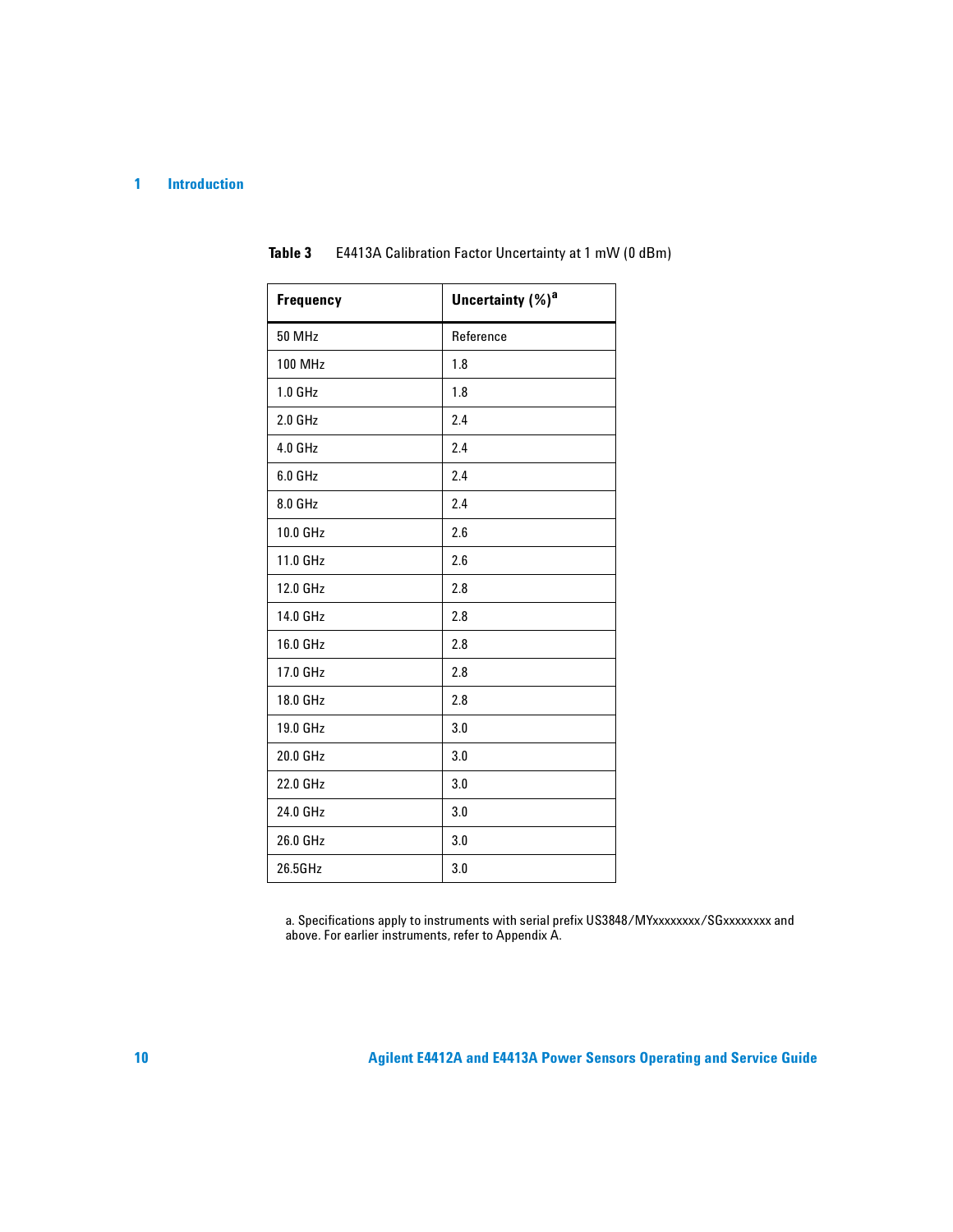**Table 3** E4413A Calibration Factor Uncertainty at 1 mW (0 dBm)

| Frequency | Uncertainty (%)[a] |
|---|---|
| 50 MHz | Reference |
| 100 MHz | 1.8 |
| 1.0 GHz | 1.8 |
| 2.0 GHz | 2.4 |
| 4.0 GHz | 2.4 |
| 6.0 GHz | 2.4 |
| 8.0 GHz | 2.4 |
| 10.0 GHz | 2.6 |
| 11.0 GHz | 2.6 |
| 12.0 GHz | 2.8 |
| 14.0 GHz | 2.8 |
| 16.0 GHz | 2.8 |
| 17.0 GHz | 2.8 |
| 18.0 GHz | 2.8 |
| 19.0 GHz | 3.0 |
| 20.0 GHz | 3.0 |
| 22.0 GHz | 3.0 |
| 24.0 GHz | 3.0 |
| 26.0 GHz | 3.0 |
| 26.5GHz | 3.0 |

a. Specifications apply to instruments with serial prefix US3848/MYxxxxxxxx/SGxxxxxxxx and above. For earlier instruments, refer to Appendix A.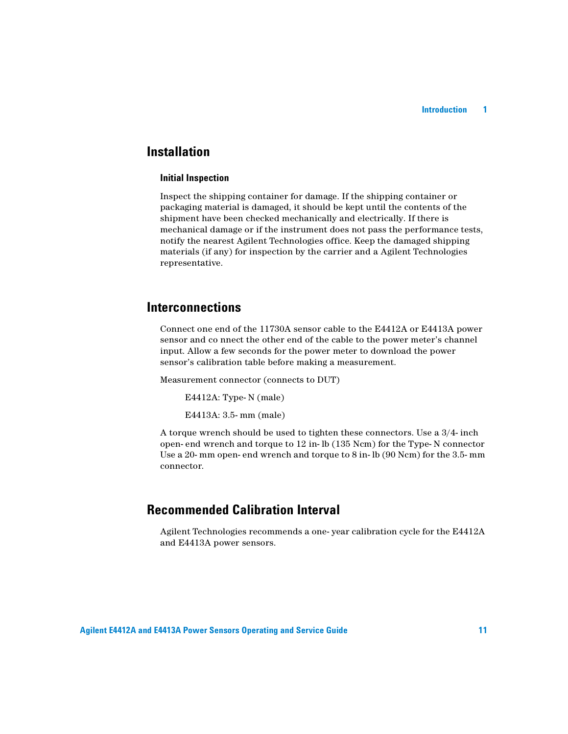## Installation

### Initial Inspection

Inspect the shipping container for damage. If the shipping container or packaging material is damaged, it should be kept until the contents of the shipment have been checked mechanically and electrically. If there is mechanical damage or if the instrument does not pass the performance tests, notify the nearest Agilent Technologies office. Keep the damaged shipping materials (if any) for inspection by the carrier and a Agilent Technologies representative.

## Interconnections

Connect one end of the 11730A sensor cable to the E4412A or E4413A power sensor and co nnect the other end of the cable to the power meter's channel input. Allow a few seconds for the power meter to download the power sensor's calibration table before making a measurement.

Measurement connector (connects to DUT)

E4412A: Type- N (male)

E4413A: 3.5- mm (male)

A torque wrench should be used to tighten these connectors. Use a 3/4- inch open- end wrench and torque to 12 in- lb (135 Ncm) for the Type- N connector Use a 20- mm open- end wrench and torque to 8 in- lb (90 Ncm) for the 3.5- mm connector.

## Recommended Calibration Interval

Agilent Technologies recommends a one- year calibration cycle for the E4412A and E4413A power sensors.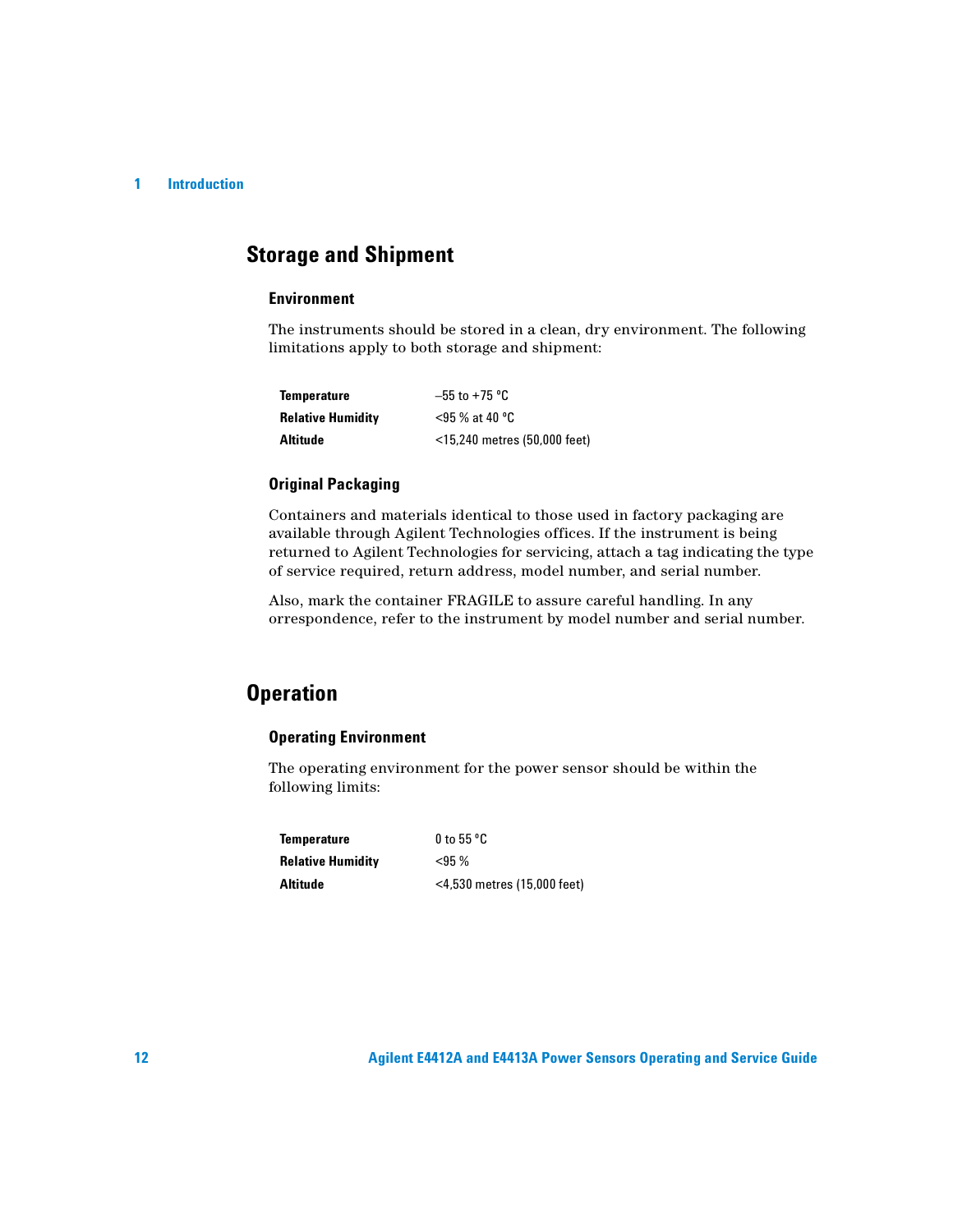## Storage and Shipment

### Environment

The instruments should be stored in a clean, dry environment. The following limitations apply to both storage and shipment:

| | |
|---|---|
| **Temperature** | –55 to +75 °C |
| **Relative Humidity** | <95 % at 40 °C |
| **Altitude** | <15,240 metres (50,000 feet) |

### Original Packaging

Containers and materials identical to those used in factory packaging are available through Agilent Technologies offices. If the instrument is being returned to Agilent Technologies for servicing, attach a tag indicating the type of service required, return address, model number, and serial number.

Also, mark the container FRAGILE to assure careful handling. In any orrespondence, refer to the instrument by model number and serial number.

## Operation

### Operating Environment

The operating environment for the power sensor should be within the following limits:

| | |
|---|---|
| **Temperature** | 0 to 55 °C |
| **Relative Humidity** | <95 % |
| **Altitude** | <4,530 metres (15,000 feet) |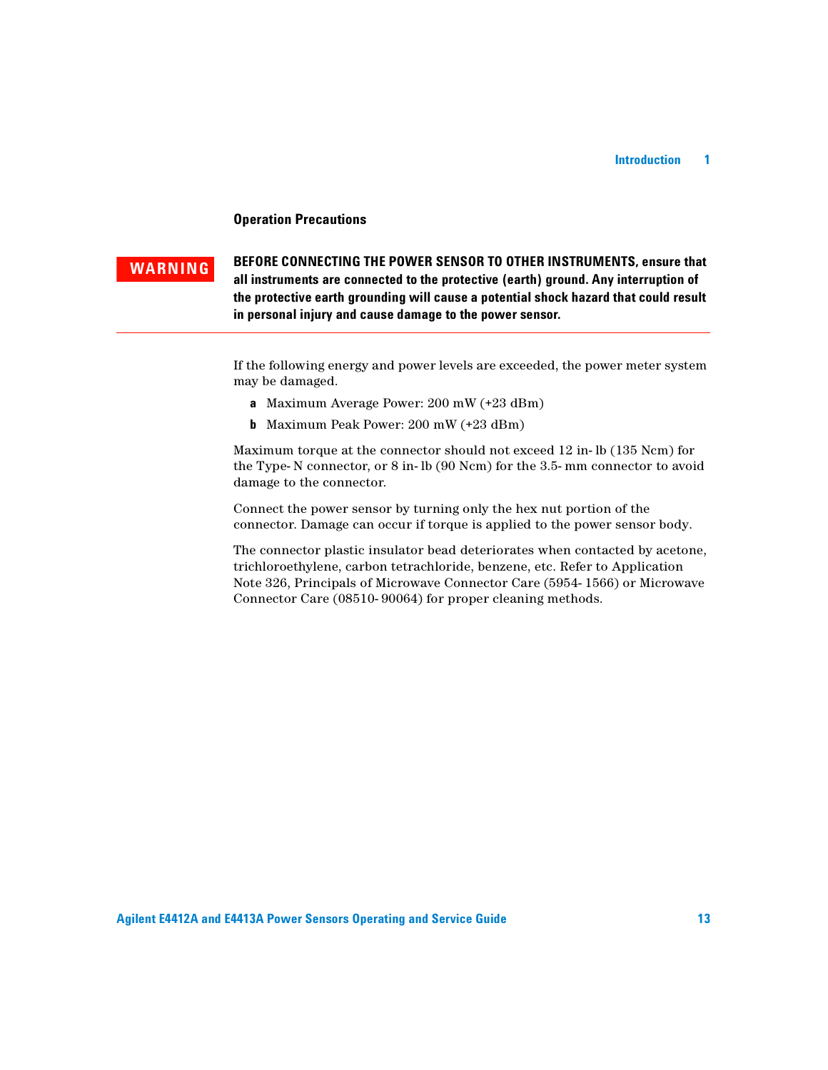### Operation Precautions

**WARNING**

**BEFORE CONNECTING THE POWER SENSOR TO OTHER INSTRUMENTS, ensure that all instruments are connected to the protective (earth) ground. Any interruption of the protective earth grounding will cause a potential shock hazard that could result in personal injury and cause damage to the power sensor.**

---

If the following energy and power levels are exceeded, the power meter system may be damaged.

- **a** Maximum Average Power: 200 mW (+23 dBm)
- **b** Maximum Peak Power: 200 mW (+23 dBm)

Maximum torque at the connector should not exceed 12 in- lb (135 Ncm) for the Type- N connector, or 8 in- lb (90 Ncm) for the 3.5- mm connector to avoid damage to the connector.

Connect the power sensor by turning only the hex nut portion of the connector. Damage can occur if torque is applied to the power sensor body.

The connector plastic insulator bead deteriorates when contacted by acetone, trichloroethylene, carbon tetrachloride, benzene, etc. Refer to Application Note 326, Principals of Microwave Connector Care (5954- 1566) or Microwave Connector Care (08510- 90064) for proper cleaning methods.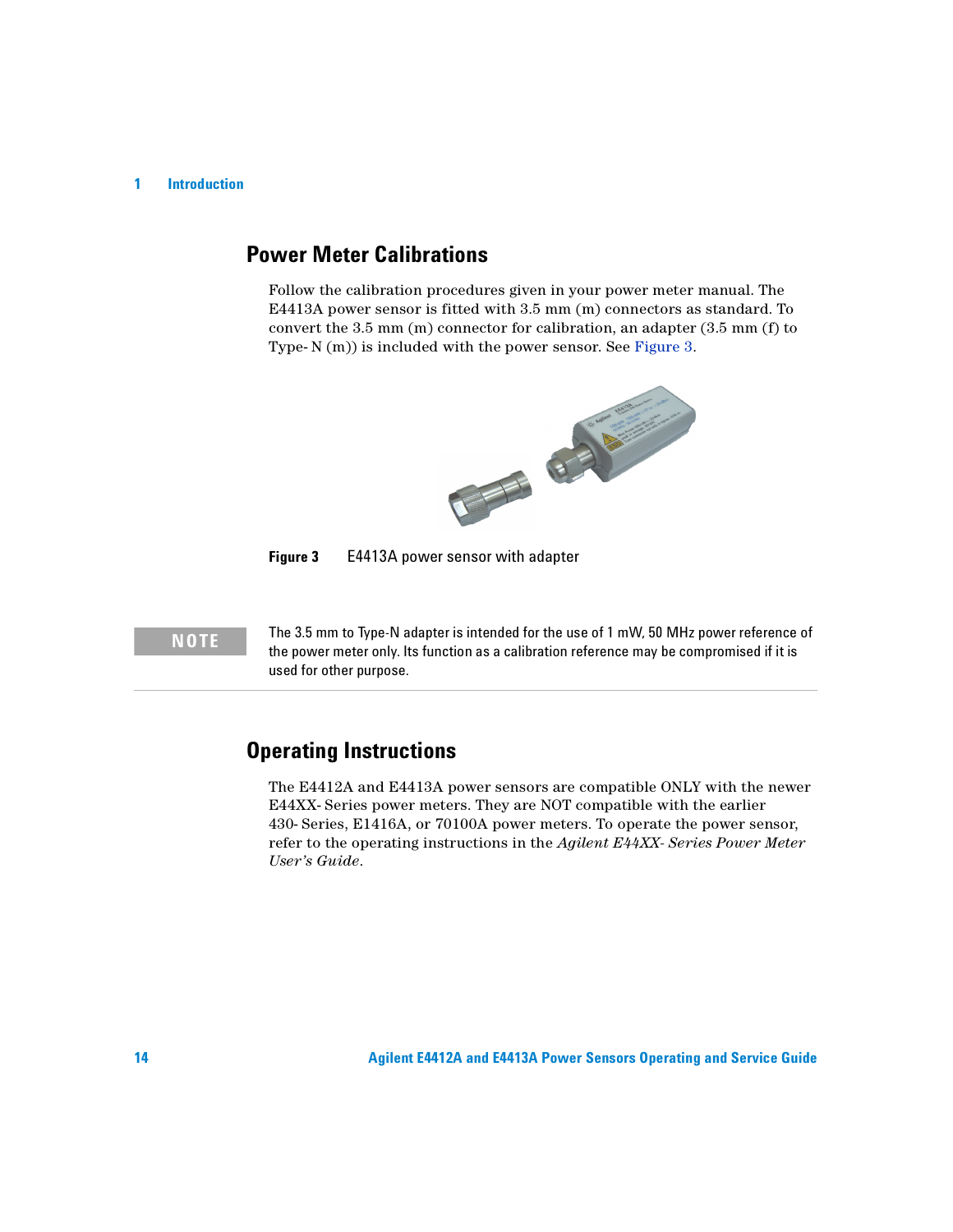## Power Meter Calibrations

Follow the calibration procedures given in your power meter manual. The E4413A power sensor is fitted with 3.5 mm (m) connectors as standard. To convert the 3.5 mm (m) connector for calibration, an adapter (3.5 mm (f) to Type- N (m)) is included with the power sensor. See Figure 3.

**Figure 3** E4413A power sensor with adapter

**NOTE** The 3.5 mm to Type-N adapter is intended for the use of 1 mW, 50 MHz power reference of the power meter only. Its function as a calibration reference may be compromised if it is used for other purpose.

## Operating Instructions

The E4412A and E4413A power sensors are compatible ONLY with the newer E44XX- Series power meters. They are NOT compatible with the earlier 430- Series, E1416A, or 70100A power meters. To operate the power sensor, refer to the operating instructions in the *Agilent E44XX- Series Power Meter User's Guide*.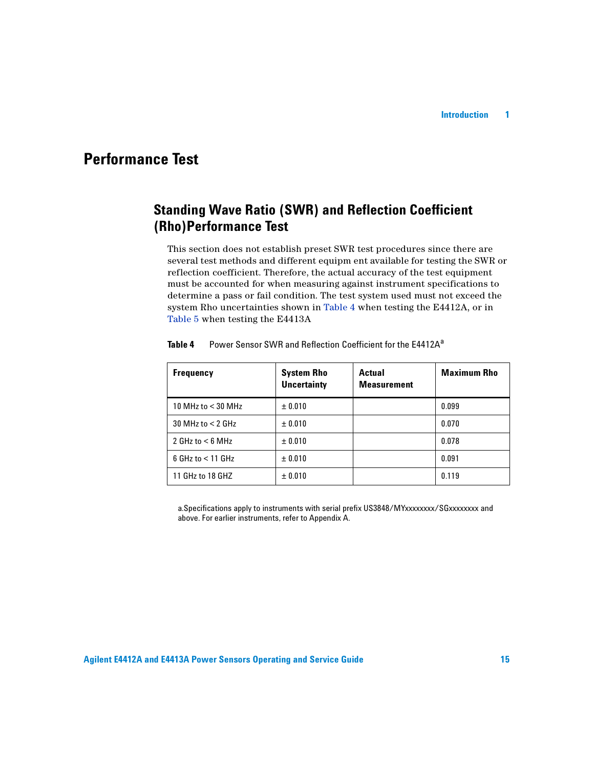# Performance Test

## Standing Wave Ratio (SWR) and Reflection Coefficient (Rho)Performance Test

This section does not establish preset SWR test procedures since there are several test methods and different equipm ent available for testing the SWR or reflection coefficient. Therefore, the actual accuracy of the test equipment must be accounted for when measuring against instrument specifications to determine a pass or fail condition. The test system used must not exceed the system Rho uncertainties shown in Table 4 when testing the E4412A, or in Table 5 when testing the E4413A

**Table 4** Power Sensor SWR and Reflection Coefficient for the E4412A[a]

| Frequency | System Rho Uncertainty | Actual Measurement | Maximum Rho |
|---|---|---|---|
| 10 MHz to < 30 MHz | ± 0.010 | | 0.099 |
| 30 MHz to < 2 GHz | ± 0.010 | | 0.070 |
| 2 GHz to < 6 MHz | ± 0.010 | | 0.078 |
| 6 GHz to < 11 GHz | ± 0.010 | | 0.091 |
| 11 GHz to 18 GHZ | ± 0.010 | | 0.119 |

a.Specifications apply to instruments with serial prefix US3848/MYxxxxxxxx/SGxxxxxxxx and above. For earlier instruments, refer to Appendix A.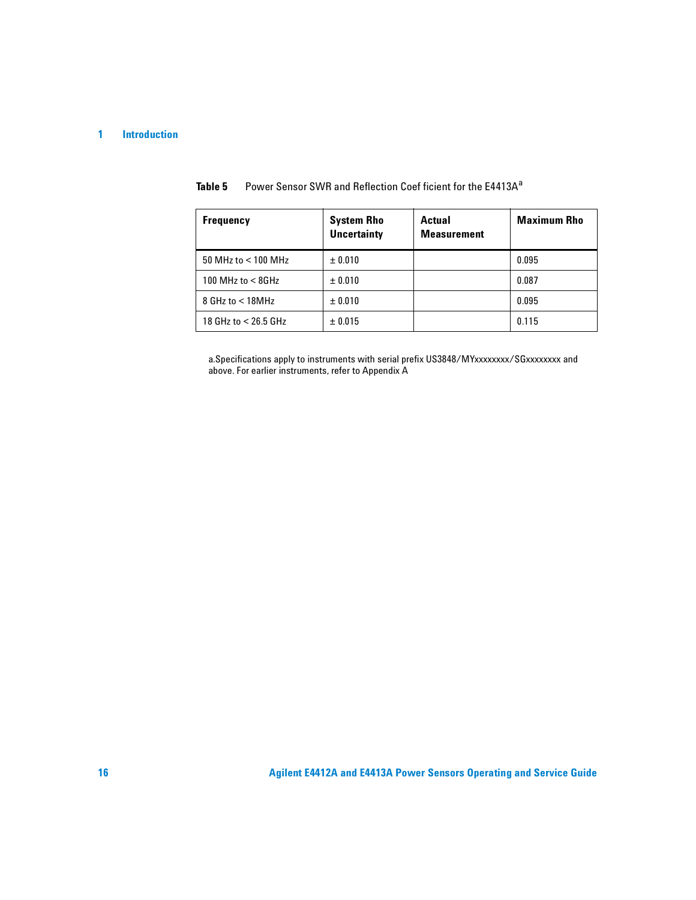**Table 5** Power Sensor SWR and Reflection Coef ficient for the E4413A[a]

| Frequency | System Rho Uncertainty | Actual Measurement | Maximum Rho |
|---|---|---|---|
| 50 MHz to < 100 MHz | ± 0.010 | | 0.095 |
| 100 MHz to < 8GHz | ± 0.010 | | 0.087 |
| 8 GHz to < 18MHz | ± 0.010 | | 0.095 |
| 18 GHz to < 26.5 GHz | ± 0.015 | | 0.115 |

a.Specifications apply to instruments with serial prefix US3848/MYxxxxxxxx/SGxxxxxxxx and above. For earlier instruments, refer to Appendix A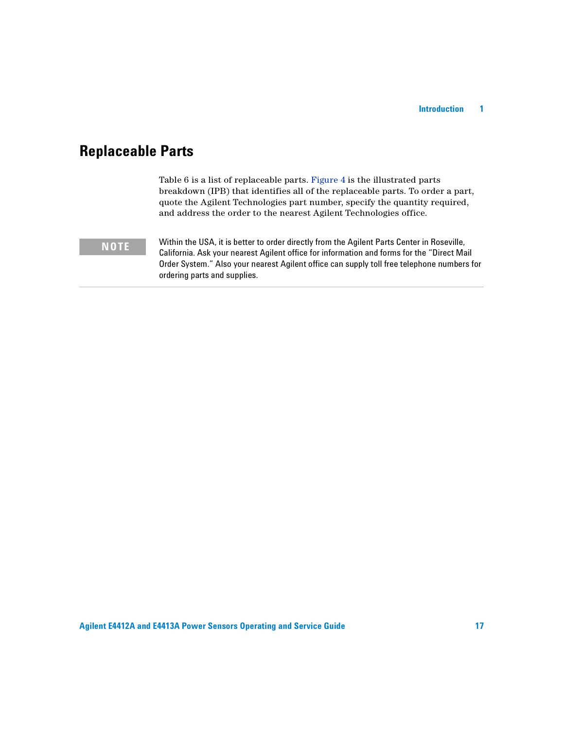## Replaceable Parts

Table 6 is a list of replaceable parts. Figure 4 is the illustrated parts breakdown (IPB) that identifies all of the replaceable parts. To order a part, quote the Agilent Technologies part number, specify the quantity required, and address the order to the nearest Agilent Technologies office.

**NOTE**

Within the USA, it is better to order directly from the Agilent Parts Center in Roseville, California. Ask your nearest Agilent office for information and forms for the “Direct Mail Order System.” Also your nearest Agilent office can supply toll free telephone numbers for ordering parts and supplies.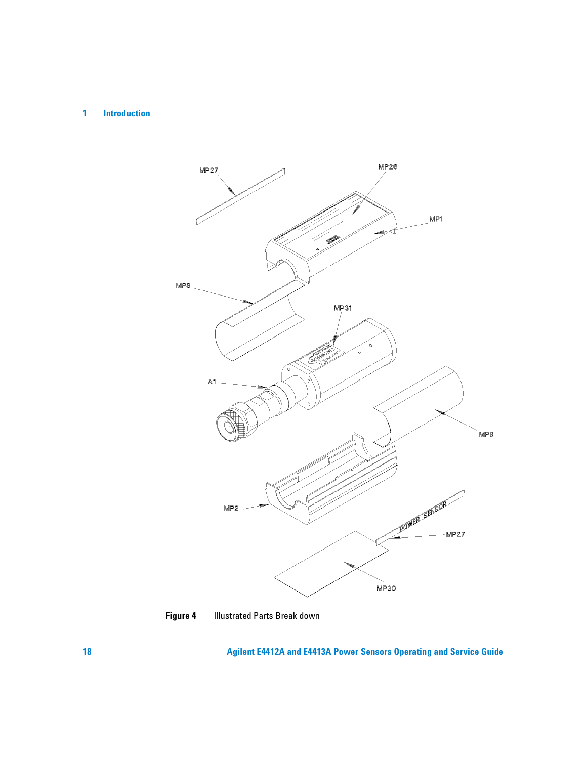**Figure 4** Illustrated Parts Break down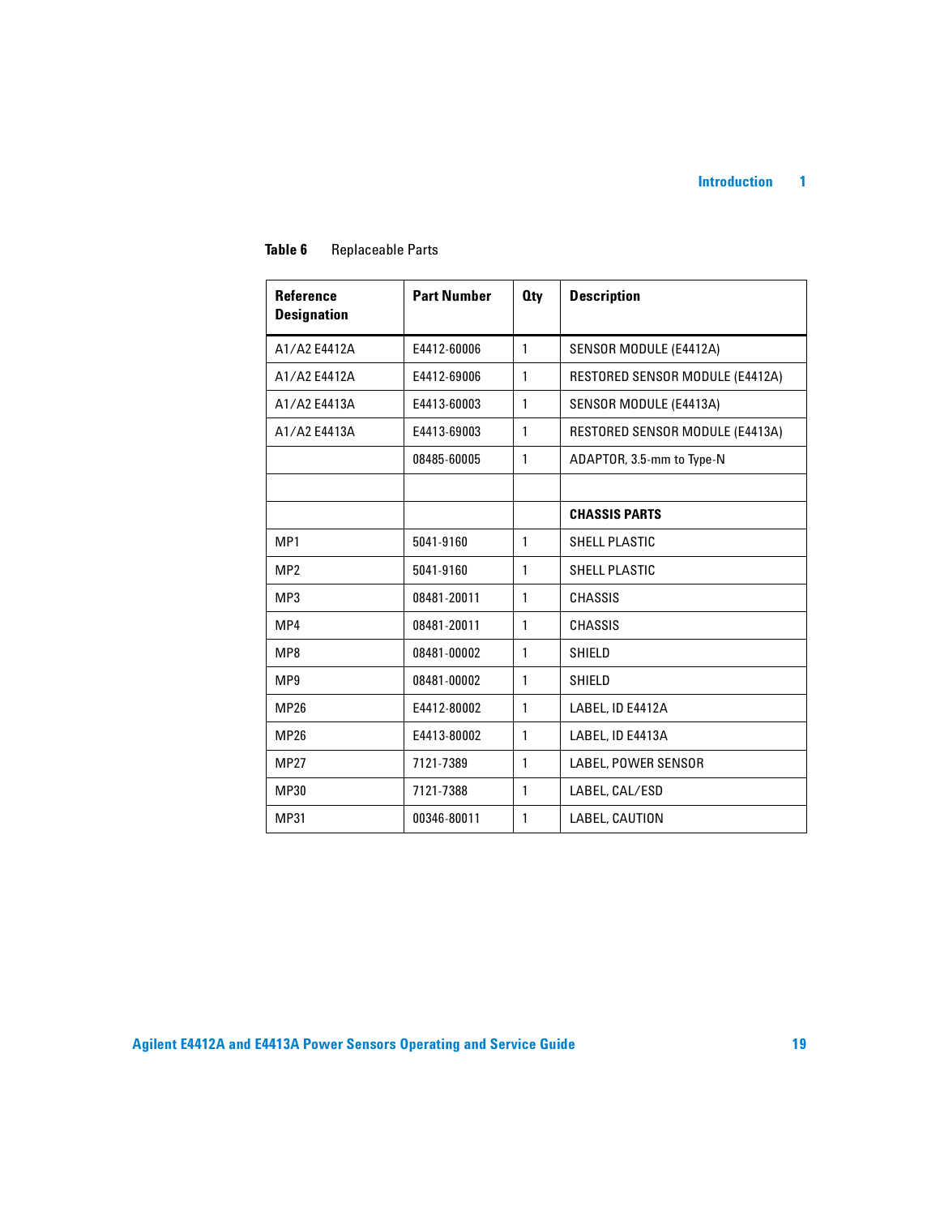**Table 6** Replaceable Parts

| Reference Designation | Part Number | Qty | Description |
|---|---|---|---|
| A1/A2 E4412A | E4412-60006 | 1 | SENSOR MODULE (E4412A) |
| A1/A2 E4412A | E4412-69006 | 1 | RESTORED SENSOR MODULE (E4412A) |
| A1/A2 E4413A | E4413-60003 | 1 | SENSOR MODULE (E4413A) |
| A1/A2 E4413A | E4413-69003 | 1 | RESTORED SENSOR MODULE (E4413A) |
| | 08485-60005 | 1 | ADAPTOR, 3.5-mm to Type-N |
| | | | |
| | | | **CHASSIS PARTS** |
| MP1 | 5041-9160 | 1 | SHELL PLASTIC |
| MP2 | 5041-9160 | 1 | SHELL PLASTIC |
| MP3 | 08481-20011 | 1 | CHASSIS |
| MP4 | 08481-20011 | 1 | CHASSIS |
| MP8 | 08481-00002 | 1 | SHIELD |
| MP9 | 08481-00002 | 1 | SHIELD |
| MP26 | E4412-80002 | 1 | LABEL, ID E4412A |
| MP26 | E4413-80002 | 1 | LABEL, ID E4413A |
| MP27 | 7121-7389 | 1 | LABEL, POWER SENSOR |
| MP30 | 7121-7388 | 1 | LABEL, CAL/ESD |
| MP31 | 00346-80011 | 1 | LABEL, CAUTION |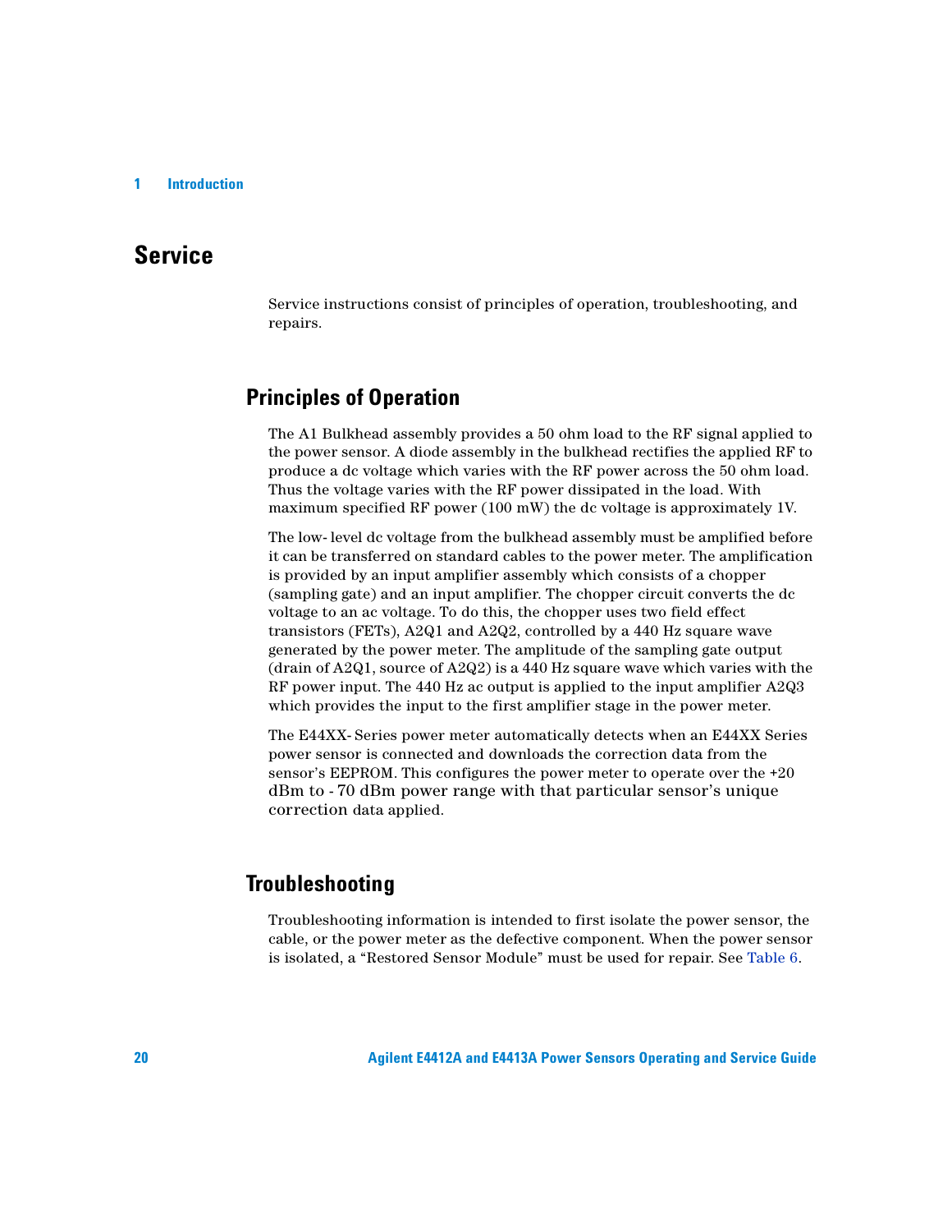# Service

Service instructions consist of principles of operation, troubleshooting, and repairs.

## Principles of Operation

The A1 Bulkhead assembly provides a 50 ohm load to the RF signal applied to the power sensor. A diode assembly in the bulkhead rectifies the applied RF to produce a dc voltage which varies with the RF power across the 50 ohm load. Thus the voltage varies with the RF power dissipated in the load. With maximum specified RF power (100 mW) the dc voltage is approximately 1V.

The low- level dc voltage from the bulkhead assembly must be amplified before it can be transferred on standard cables to the power meter. The amplification is provided by an input amplifier assembly which consists of a chopper (sampling gate) and an input amplifier. The chopper circuit converts the dc voltage to an ac voltage. To do this, the chopper uses two field effect transistors (FETs), A2Q1 and A2Q2, controlled by a 440 Hz square wave generated by the power meter. The amplitude of the sampling gate output (drain of A2Q1, source of A2Q2) is a 440 Hz square wave which varies with the RF power input. The 440 Hz ac output is applied to the input amplifier A2Q3 which provides the input to the first amplifier stage in the power meter.

The E44XX- Series power meter automatically detects when an E44XX Series power sensor is connected and downloads the correction data from the sensor's EEPROM. This configures the power meter to operate over the +20 dBm to - 70 dBm power range with that particular sensor's unique correction data applied.

## Troubleshooting

Troubleshooting information is intended to first isolate the power sensor, the cable, or the power meter as the defective component. When the power sensor is isolated, a "Restored Sensor Module" must be used for repair. See Table 6.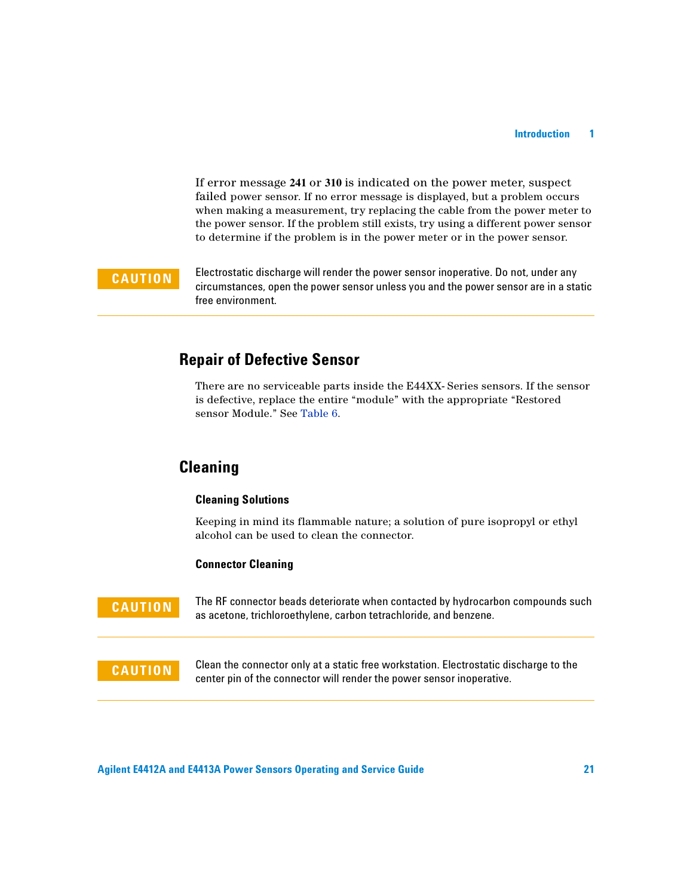If error message **241** or **310** is indicated on the power meter, suspect failed power sensor. If no error message is displayed, but a problem occurs when making a measurement, try replacing the cable from the power meter to the power sensor. If the problem still exists, try using a different power sensor to determine if the problem is in the power meter or in the power sensor.

**CAUTION** Electrostatic discharge will render the power sensor inoperative. Do not, under any circumstances, open the power sensor unless you and the power sensor are in a static free environment.

## Repair of Defective Sensor

There are no serviceable parts inside the E44XX- Series sensors. If the sensor is defective, replace the entire "module" with the appropriate "Restored sensor Module." See Table 6.

## Cleaning

### Cleaning Solutions

Keeping in mind its flammable nature; a solution of pure isopropyl or ethyl alcohol can be used to clean the connector.

### Connector Cleaning

**CAUTION** The RF connector beads deteriorate when contacted by hydrocarbon compounds such as acetone, trichloroethylene, carbon tetrachloride, and benzene.

**CAUTION** Clean the connector only at a static free workstation. Electrostatic discharge to the center pin of the connector will render the power sensor inoperative.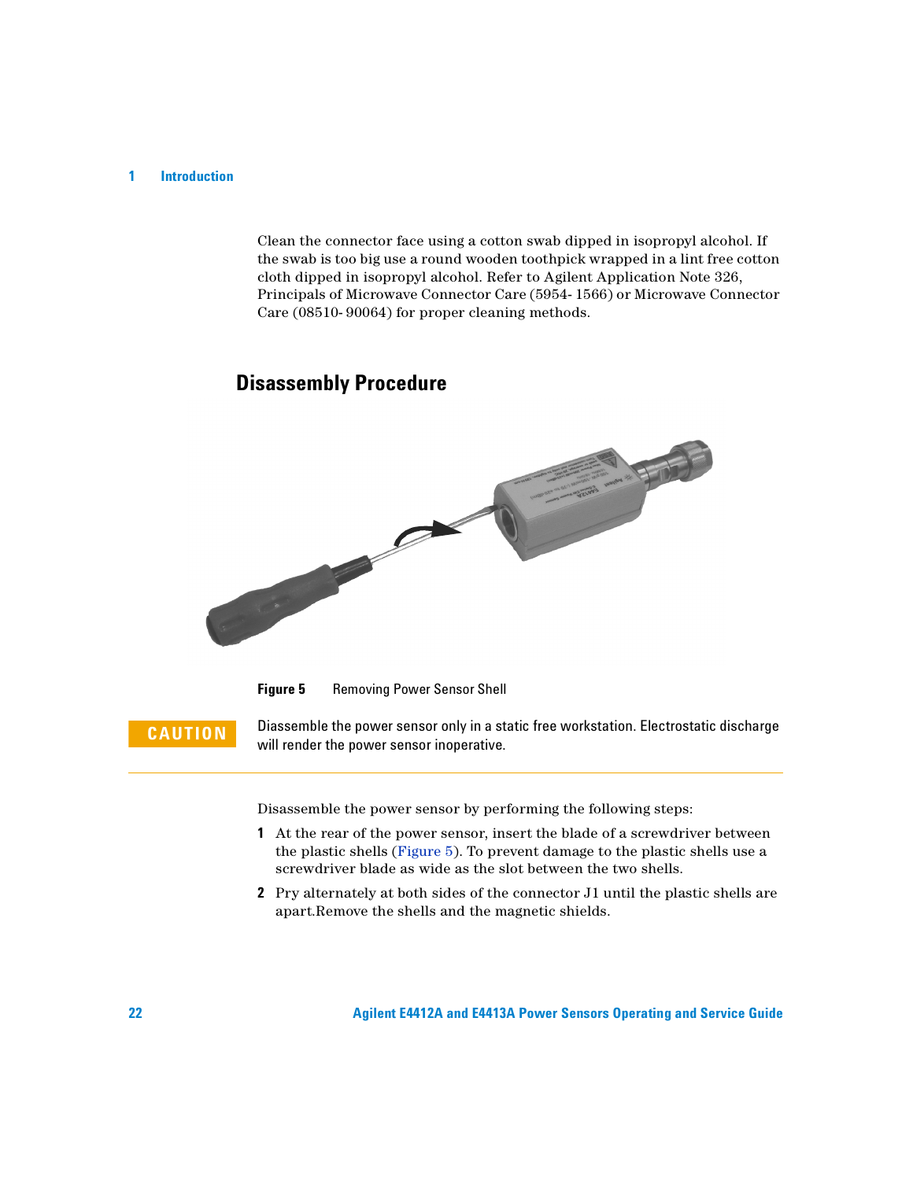Clean the connector face using a cotton swab dipped in isopropyl alcohol. If the swab is too big use a round wooden toothpick wrapped in a lint free cotton cloth dipped in isopropyl alcohol. Refer to Agilent Application Note 326, Principals of Microwave Connector Care (5954- 1566) or Microwave Connector Care (08510- 90064) for proper cleaning methods.

## Disassembly Procedure

**Figure 5** Removing Power Sensor Shell

**CAUTION** Diassemble the power sensor only in a static free workstation. Electrostatic discharge will render the power sensor inoperative.

Disassemble the power sensor by performing the following steps:

1. At the rear of the power sensor, insert the blade of a screwdriver between the plastic shells (Figure 5). To prevent damage to the plastic shells use a screwdriver blade as wide as the slot between the two shells.
2. Pry alternately at both sides of the connector J1 until the plastic shells are apart.Remove the shells and the magnetic shields.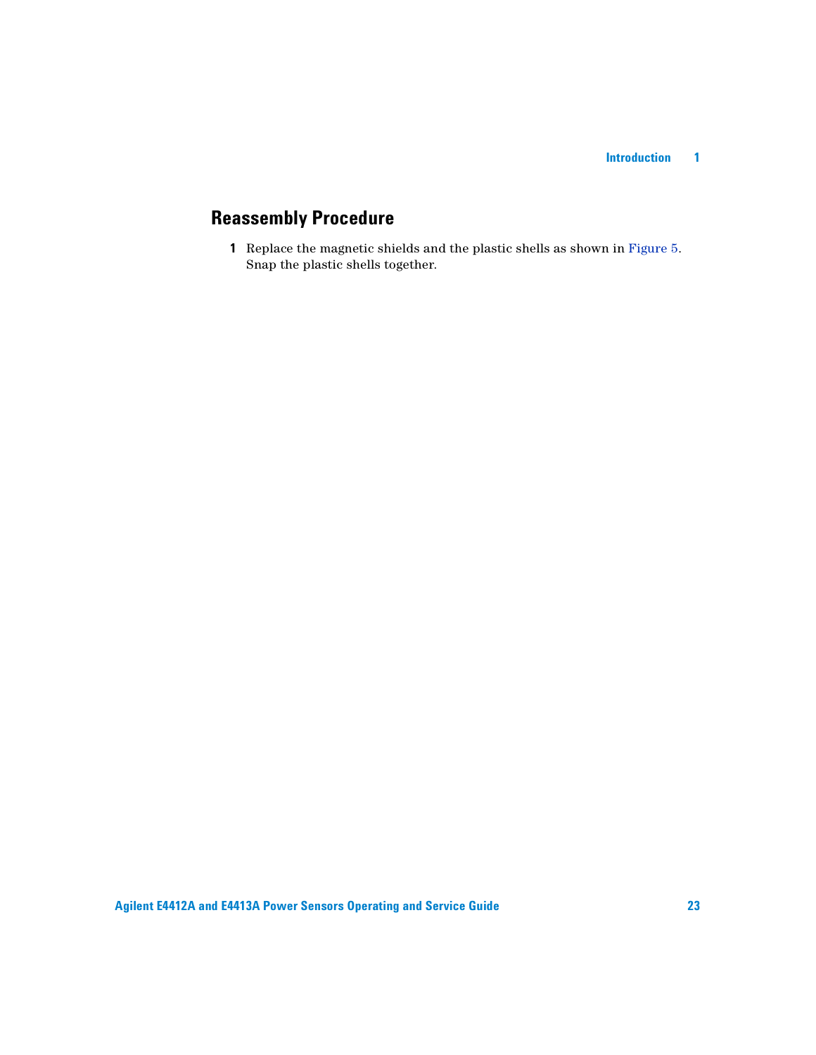## Reassembly Procedure

1 Replace the magnetic shields and the plastic shells as shown in Figure 5. Snap the plastic shells together.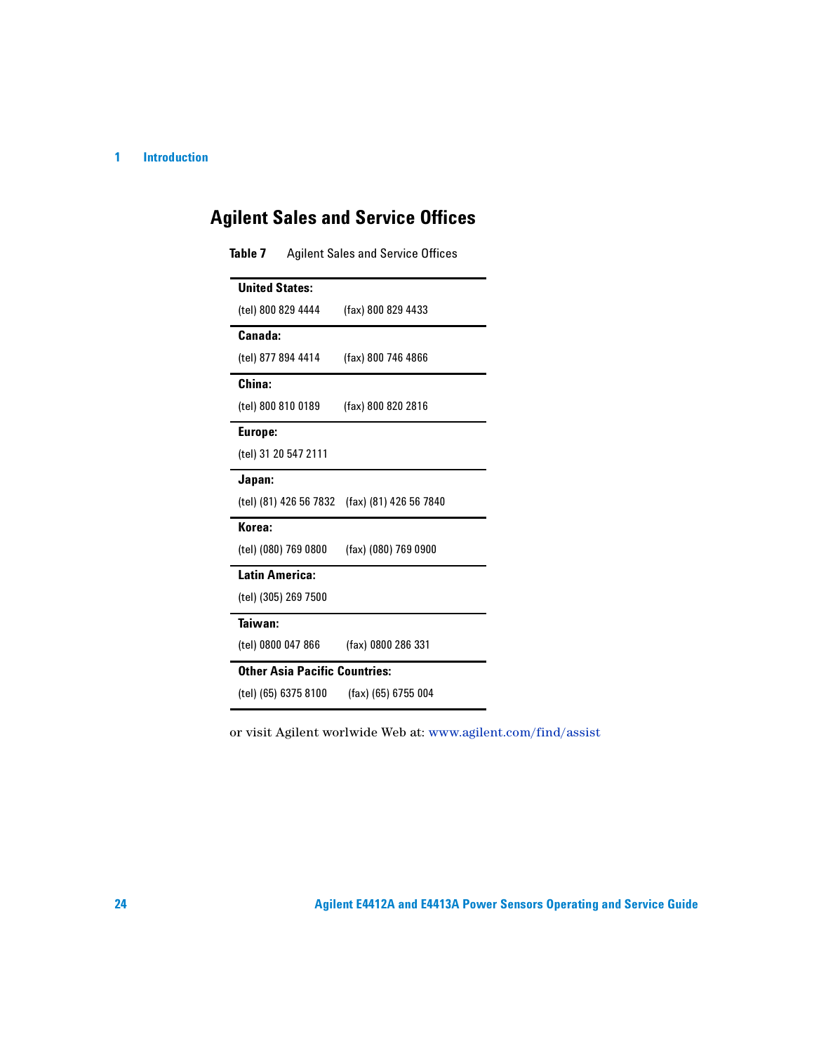## Agilent Sales and Service Offices

**Table 7** Agilent Sales and Service Offices

| | |
|---|---|
| **United States:** | |
| (tel) 800 829 4444 | (fax) 800 829 4433 |
| **Canada:** | |
| (tel) 877 894 4414 | (fax) 800 746 4866 |
| **China:** | |
| (tel) 800 810 0189 | (fax) 800 820 2816 |
| **Europe:** | |
| (tel) 31 20 547 2111 | |
| **Japan:** | |
| (tel) (81) 426 56 7832 | (fax) (81) 426 56 7840 |
| **Korea:** | |
| (tel) (080) 769 0800 | (fax) (080) 769 0900 |
| **Latin America:** | |
| (tel) (305) 269 7500 | |
| **Taiwan:** | |
| (tel) 0800 047 866 | (fax) 0800 286 331 |
| **Other Asia Pacific Countries:** | |
| (tel) (65) 6375 8100 | (fax) (65) 6755 004 |

or visit Agilent worlwide Web at: www.agilent.com/find/assist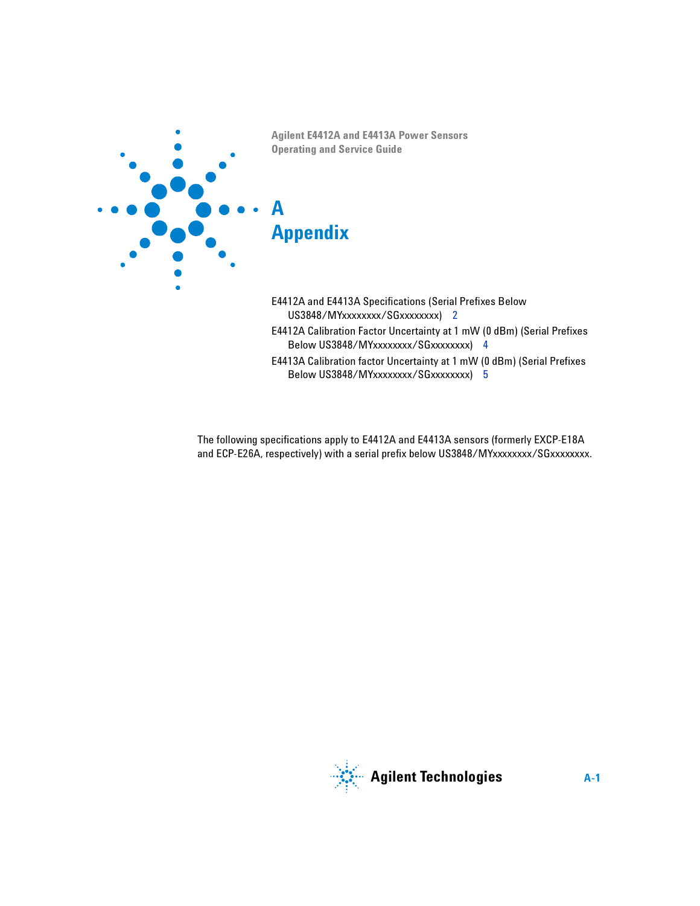# A Appendix

E4412A and E4413A Specifications (Serial Prefixes Below US3848/MYxxxxxxxx/SGxxxxxxxx) 2

E4412A Calibration Factor Uncertainty at 1 mW (0 dBm) (Serial Prefixes Below US3848/MYxxxxxxxx/SGxxxxxxxx) 4

E4413A Calibration factor Uncertainty at 1 mW (0 dBm) (Serial Prefixes Below US3848/MYxxxxxxxx/SGxxxxxxxx) 5

The following specifications apply to E4412A and E4413A sensors (formerly EXCP-E18A and ECP-E26A, respectively) with a serial prefix below US3848/MYxxxxxxxx/SGxxxxxxxx.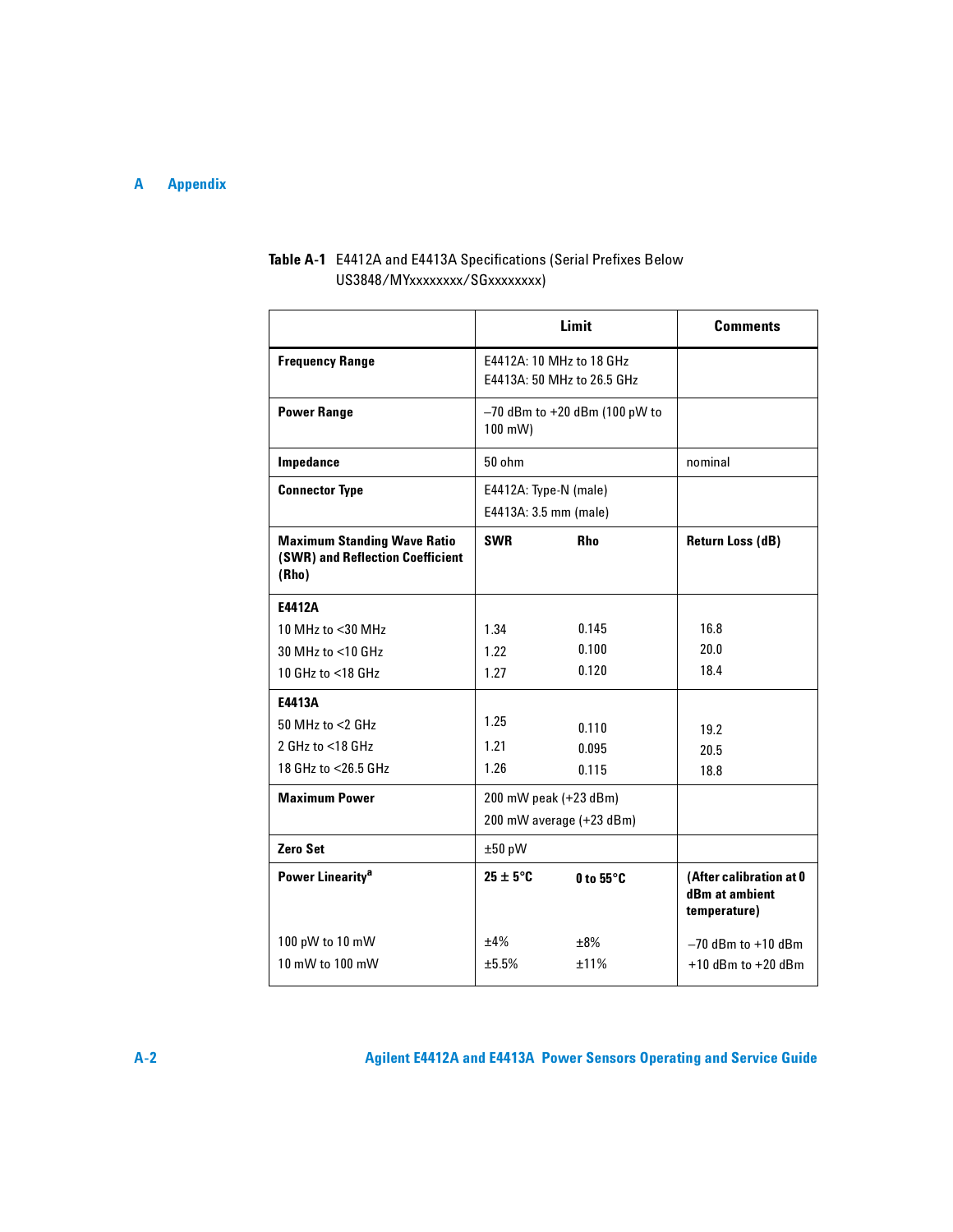**Table A-1** E4412A and E4413A Specifications (Serial Prefixes Below US3848/MYxxxxxxxx/SGxxxxxxxx)

| | Limit | | Comments |
|---|---|---|---|
| **Frequency Range** | E4412A: 10 MHz to 18 GHz<br>E4413A: 50 MHz to 26.5 GHz | | |
| **Power Range** | –70 dBm to +20 dBm (100 pW to 100 mW) | | |
| **Impedance** | 50 ohm | | nominal |
| **Connector Type** | E4412A: Type-N (male)<br>E4413A: 3.5 mm (male) | | |
| **Maximum Standing Wave Ratio (SWR) and Reflection Coefficient (Rho)** | **SWR** | **Rho** | **Return Loss (dB)** |
| **E4412A** | | | |
| 10 MHz to <30 MHz | 1.34 | 0.145 | 16.8 |
| 30 MHz to <10 GHz | 1.22 | 0.100 | 20.0 |
| 10 GHz to <18 GHz | 1.27 | 0.120 | 18.4 |
| **E4413A** | | | |
| 50 MHz to <2 GHz | 1.25 | 0.110 | 19.2 |
| 2 GHz to <18 GHz | 1.21 | 0.095 | 20.5 |
| 18 GHz to <26.5 GHz | 1.26 | 0.115 | 18.8 |
| **Maximum Power** | 200 mW peak (+23 dBm)<br>200 mW average (+23 dBm) | | |
| **Zero Set** | ±50 pW | | |
| **Power Linearity**[a] | **25 ± 5°C** | **0 to 55°C** | **(After calibration at 0 dBm at ambient temperature)** |
| 100 pW to 10 mW | ±4% | ±8% | –70 dBm to +10 dBm |
| 10 mW to 100 mW | ±5.5% | ±11% | +10 dBm to +20 dBm |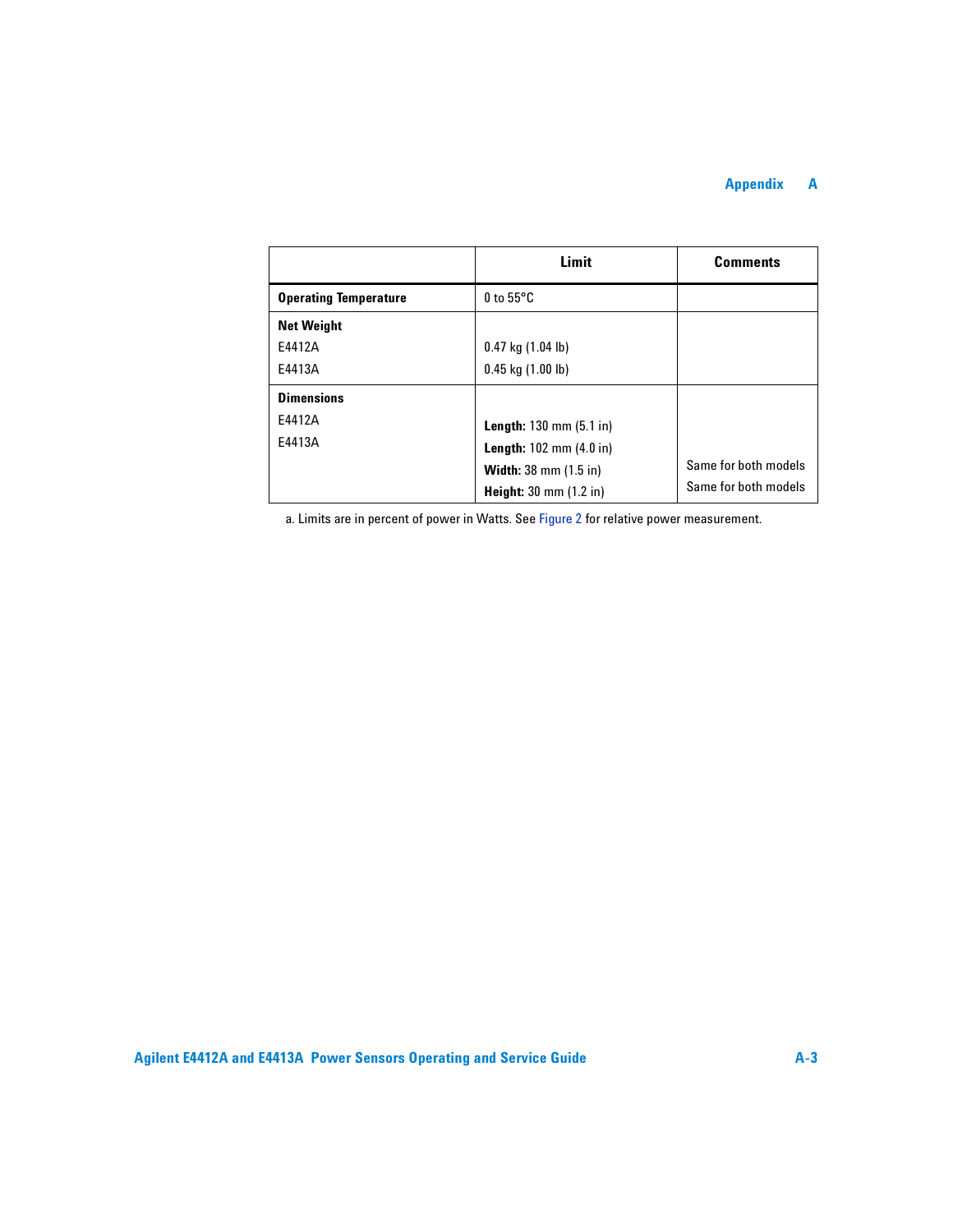|  | Limit | Comments |
|---|---|---|
| **Operating Temperature** | 0 to 55°C |  |
| **Net Weight**<br>E4412A<br>E4413A | <br>0.47 kg (1.04 lb)<br>0.45 kg (1.00 lb) |  |
| **Dimensions**<br>E4412A<br>E4413A | **Length:** 130 mm (5.1 in)<br>**Length:** 102 mm (4.0 in)<br>**Width:** 38 mm (1.5 in)<br>**Height:** 30 mm (1.2 in) | <br><br>Same for both models<br>Same for both models |

a. Limits are in percent of power in Watts. See Figure 2 for relative power measurement.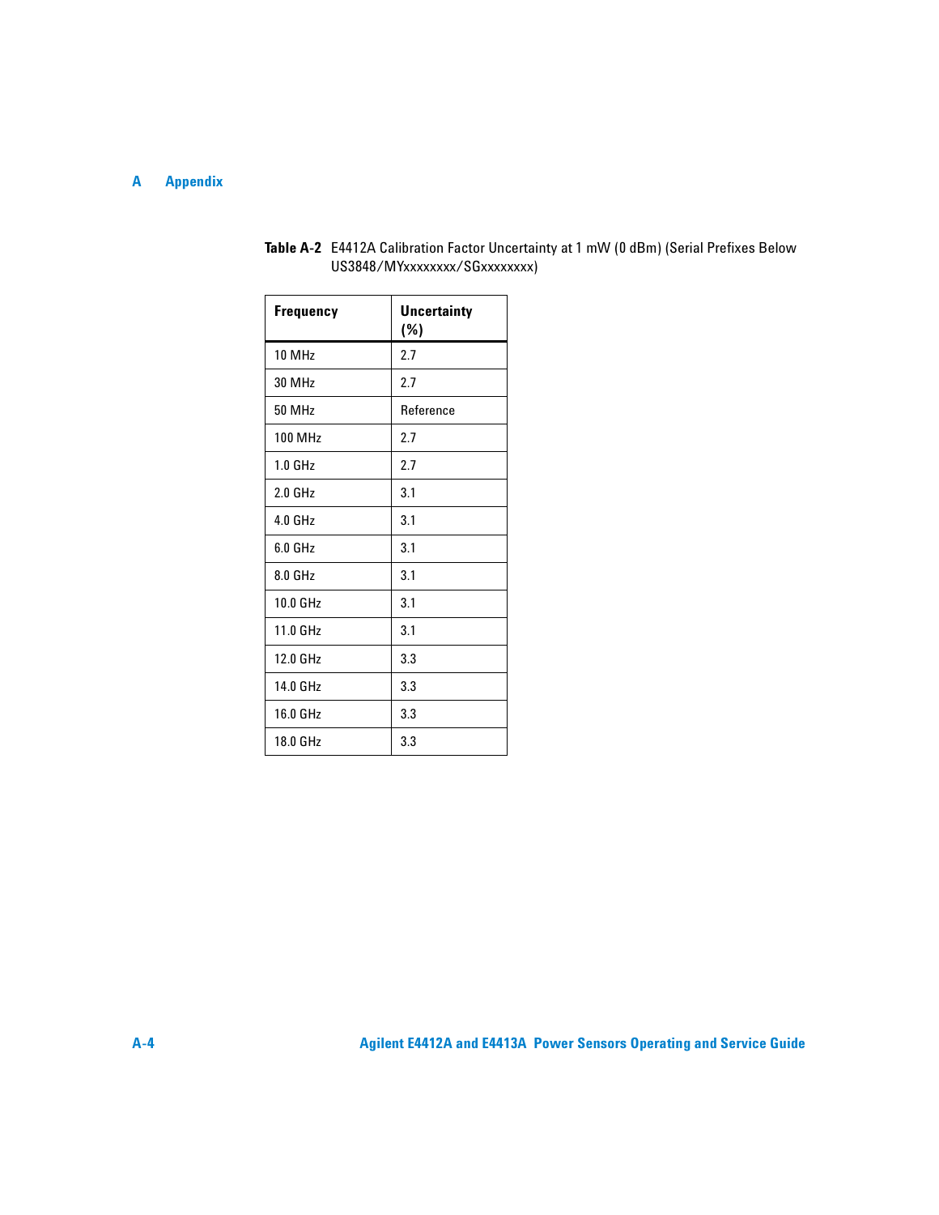**Table A-2** E4412A Calibration Factor Uncertainty at 1 mW (0 dBm) (Serial Prefixes Below US3848/MYxxxxxxxx/SGxxxxxxxx)

| Frequency | Uncertainty (%) |
|---|---|
| 10 MHz | 2.7 |
| 30 MHz | 2.7 |
| 50 MHz | Reference |
| 100 MHz | 2.7 |
| 1.0 GHz | 2.7 |
| 2.0 GHz | 3.1 |
| 4.0 GHz | 3.1 |
| 6.0 GHz | 3.1 |
| 8.0 GHz | 3.1 |
| 10.0 GHz | 3.1 |
| 11.0 GHz | 3.1 |
| 12.0 GHz | 3.3 |
| 14.0 GHz | 3.3 |
| 16.0 GHz | 3.3 |
| 18.0 GHz | 3.3 |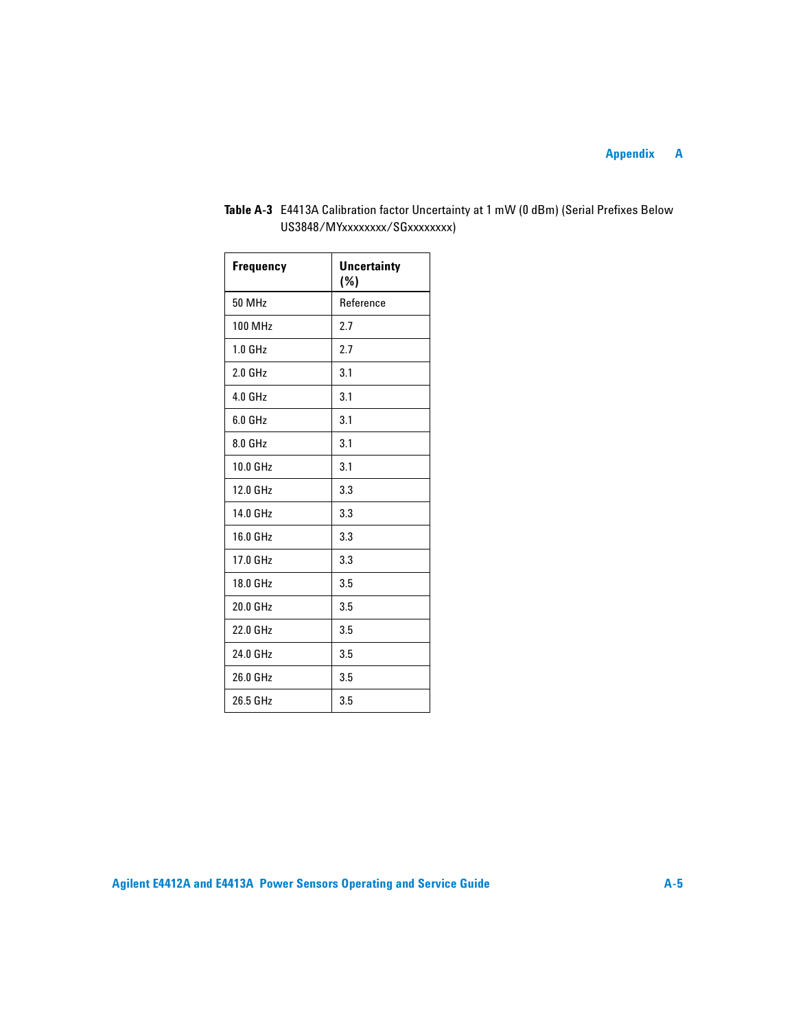**Table A-3** E4413A Calibration factor Uncertainty at 1 mW (0 dBm) (Serial Prefixes Below US3848/MYxxxxxxxx/SGxxxxxxxx)

| Frequency | Uncertainty (%) |
|---|---|
| 50 MHz | Reference |
| 100 MHz | 2.7 |
| 1.0 GHz | 2.7 |
| 2.0 GHz | 3.1 |
| 4.0 GHz | 3.1 |
| 6.0 GHz | 3.1 |
| 8.0 GHz | 3.1 |
| 10.0 GHz | 3.1 |
| 12.0 GHz | 3.3 |
| 14.0 GHz | 3.3 |
| 16.0 GHz | 3.3 |
| 17.0 GHz | 3.3 |
| 18.0 GHz | 3.5 |
| 20.0 GHz | 3.5 |
| 22.0 GHz | 3.5 |
| 24.0 GHz | 3.5 |
| 26.0 GHz | 3.5 |
| 26.5 GHz | 3.5 |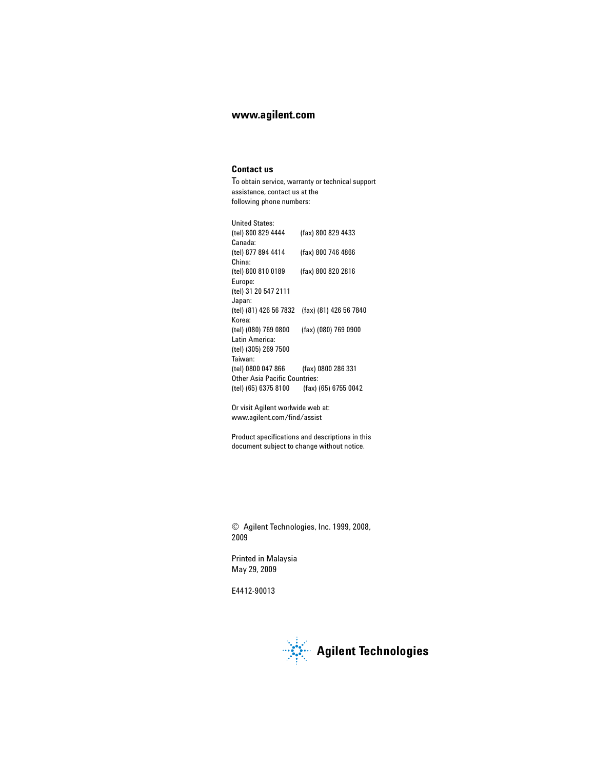**www.agilent.com**

## Contact us

To obtain service, warranty or technical support assistance, contact us at the following phone numbers:

United States:
(tel) 800 829 4444 (fax) 800 829 4433
Canada:
(tel) 877 894 4414 (fax) 800 746 4866
China:
(tel) 800 810 0189 (fax) 800 820 2816
Europe:
(tel) 31 20 547 2111
Japan:
(tel) (81) 426 56 7832 (fax) (81) 426 56 7840
Korea:
(tel) (080) 769 0800 (fax) (080) 769 0900
Latin America:
(tel) (305) 269 7500
Taiwan:
(tel) 0800 047 866 (fax) 0800 286 331
Other Asia Pacific Countries:
(tel) (65) 6375 8100 (fax) (65) 6755 0042

Or visit Agilent worlwide web at:
www.agilent.com/find/assist

Product specifications and descriptions in this document subject to change without notice.

© Agilent Technologies, Inc. 1999, 2008, 2009

Printed in Malaysia
May 29, 2009

E4412-90013

Agilent Technologies